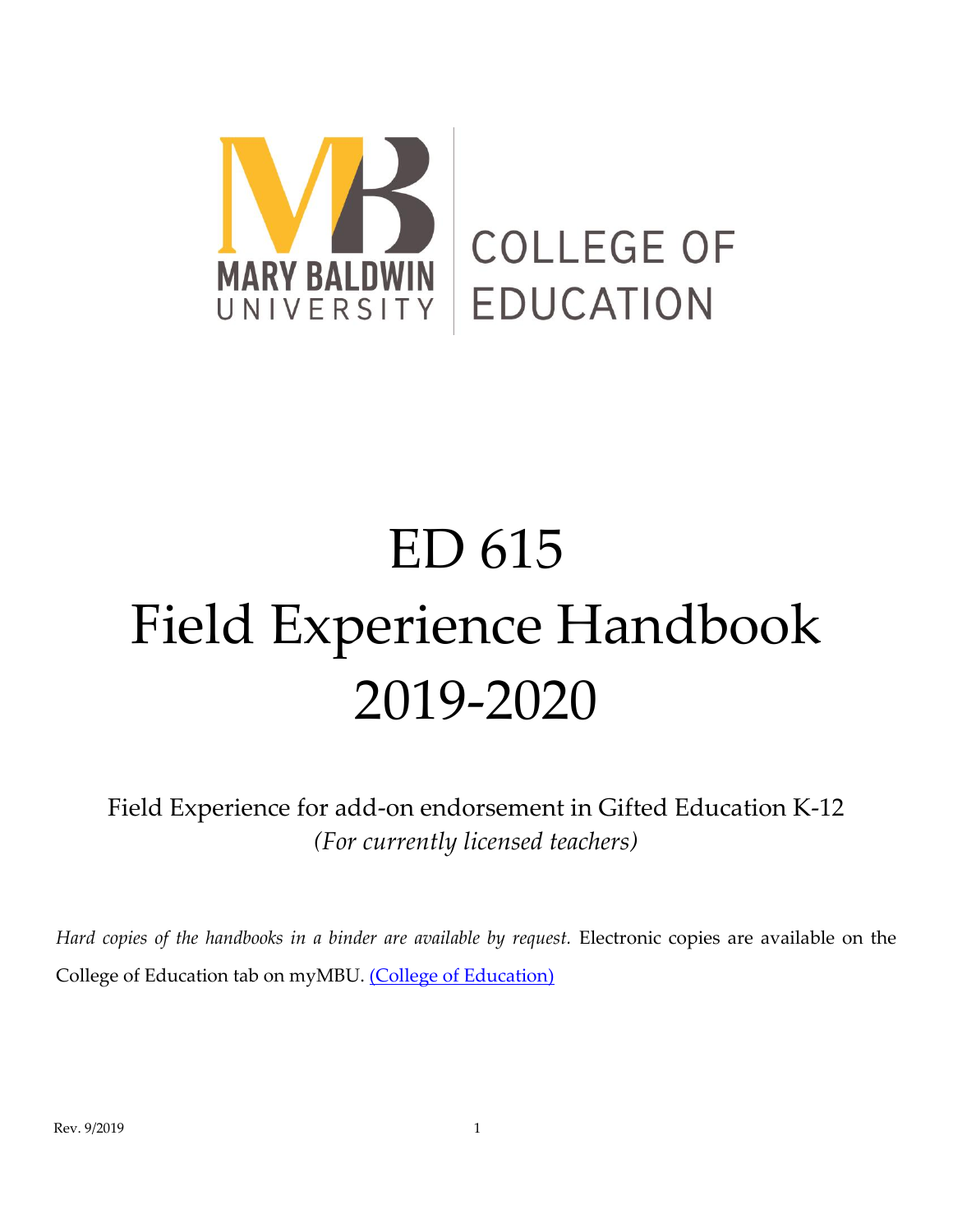MARY BALDWIN UNIVERSITY

COLLEGE OF EDUCATION

# ED 615
# Field Experience Handbook
# 2019-2020

Field Experience for add-on endorsement in Gifted Education K-12
*(For currently licensed teachers)*

*Hard copies of the handbooks in a binder are available by request.* Electronic copies are available on the College of Education tab on myMBU. [(College of Education)]()

Rev. 9/2019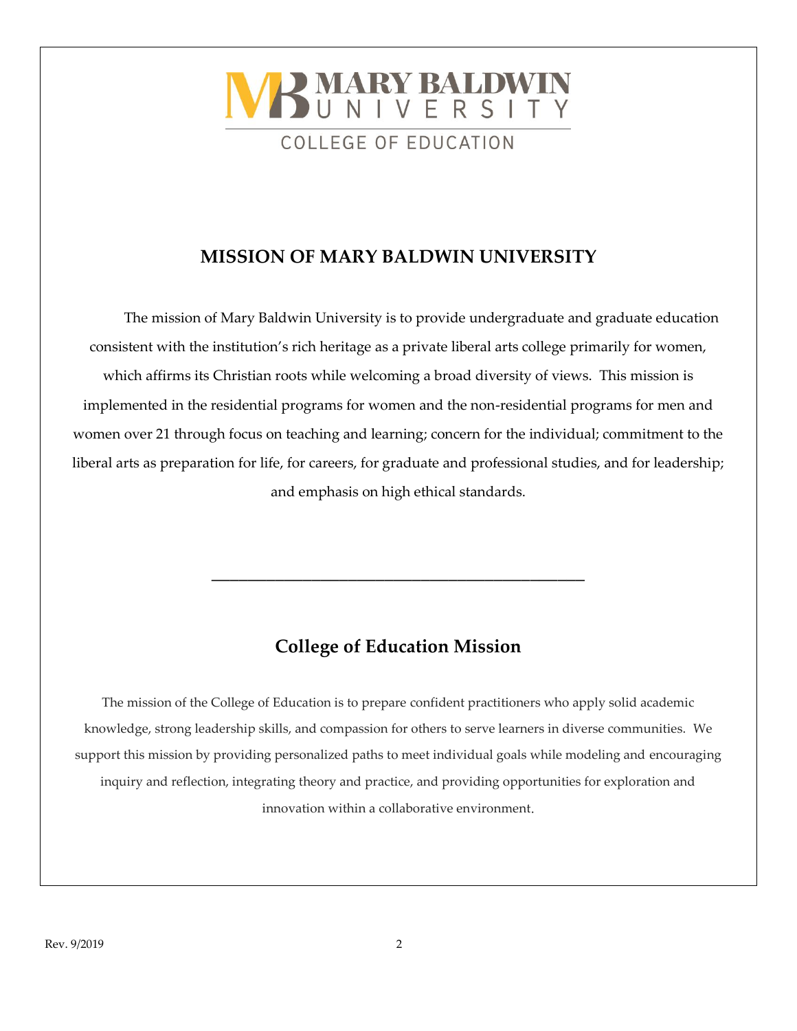# MARY BALDWIN UNIVERSITY

## COLLEGE OF EDUCATION

## MISSION OF MARY BALDWIN UNIVERSITY

The mission of Mary Baldwin University is to provide undergraduate and graduate education consistent with the institution's rich heritage as a private liberal arts college primarily for women, which affirms its Christian roots while welcoming a broad diversity of views. This mission is implemented in the residential programs for women and the non-residential programs for men and women over 21 through focus on teaching and learning; concern for the individual; commitment to the liberal arts as preparation for life, for careers, for graduate and professional studies, and for leadership; and emphasis on high ethical standards.

---

## College of Education Mission

The mission of the College of Education is to prepare confident practitioners who apply solid academic knowledge, strong leadership skills, and compassion for others to serve learners in diverse communities. We support this mission by providing personalized paths to meet individual goals while modeling and encouraging inquiry and reflection, integrating theory and practice, and providing opportunities for exploration and innovation within a collaborative environment.

Rev. 9/2019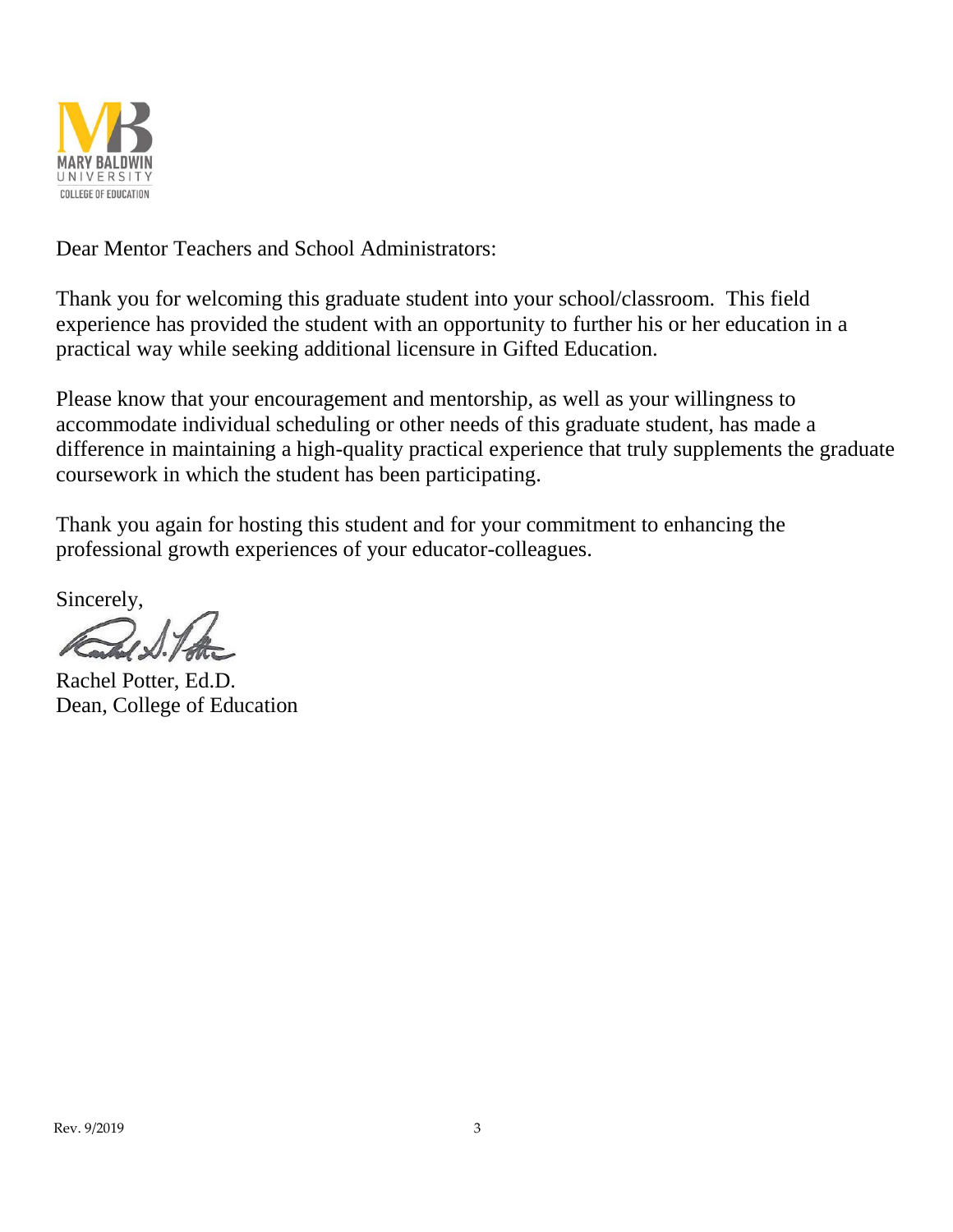MARY BALDWIN
UNIVERSITY
COLLEGE OF EDUCATION

Dear Mentor Teachers and School Administrators:

Thank you for welcoming this graduate student into your school/classroom. This field experience has provided the student with an opportunity to further his or her education in a practical way while seeking additional licensure in Gifted Education.

Please know that your encouragement and mentorship, as well as your willingness to accommodate individual scheduling or other needs of this graduate student, has made a difference in maintaining a high-quality practical experience that truly supplements the graduate coursework in which the student has been participating.

Thank you again for hosting this student and for your commitment to enhancing the professional growth experiences of your educator-colleagues.

Sincerely,

Rachel Potter, Ed.D.
Dean, College of Education

Rev. 9/2019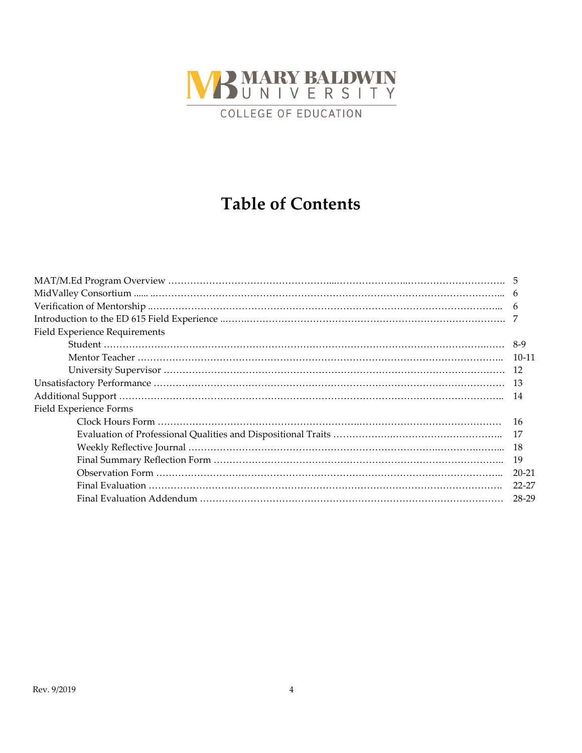MARY BALDWIN UNIVERSITY

COLLEGE OF EDUCATION

# Table of Contents

| | |
|---|---|
| MAT/M.Ed Program Overview | 5 |
| MidValley Consortium | 6 |
| Verification of Mentorship | 6 |
| Introduction to the ED 615 Field Experience | 7 |
| Field Experience Requirements | |
| Student | 8-9 |
| Mentor Teacher | 10-11 |
| University Supervisor | 12 |
| Unsatisfactory Performance | 13 |
| Additional Support | 14 |
| Field Experience Forms | |
| Clock Hours Form | 16 |
| Evaluation of Professional Qualities and Dispositional Traits | 17 |
| Weekly Reflective Journal | 18 |
| Final Summary Reflection Form | 19 |
| Observation Form | 20-21 |
| Final Evaluation | 22-27 |
| Final Evaluation Addendum | 28-29 |

Rev. 9/2019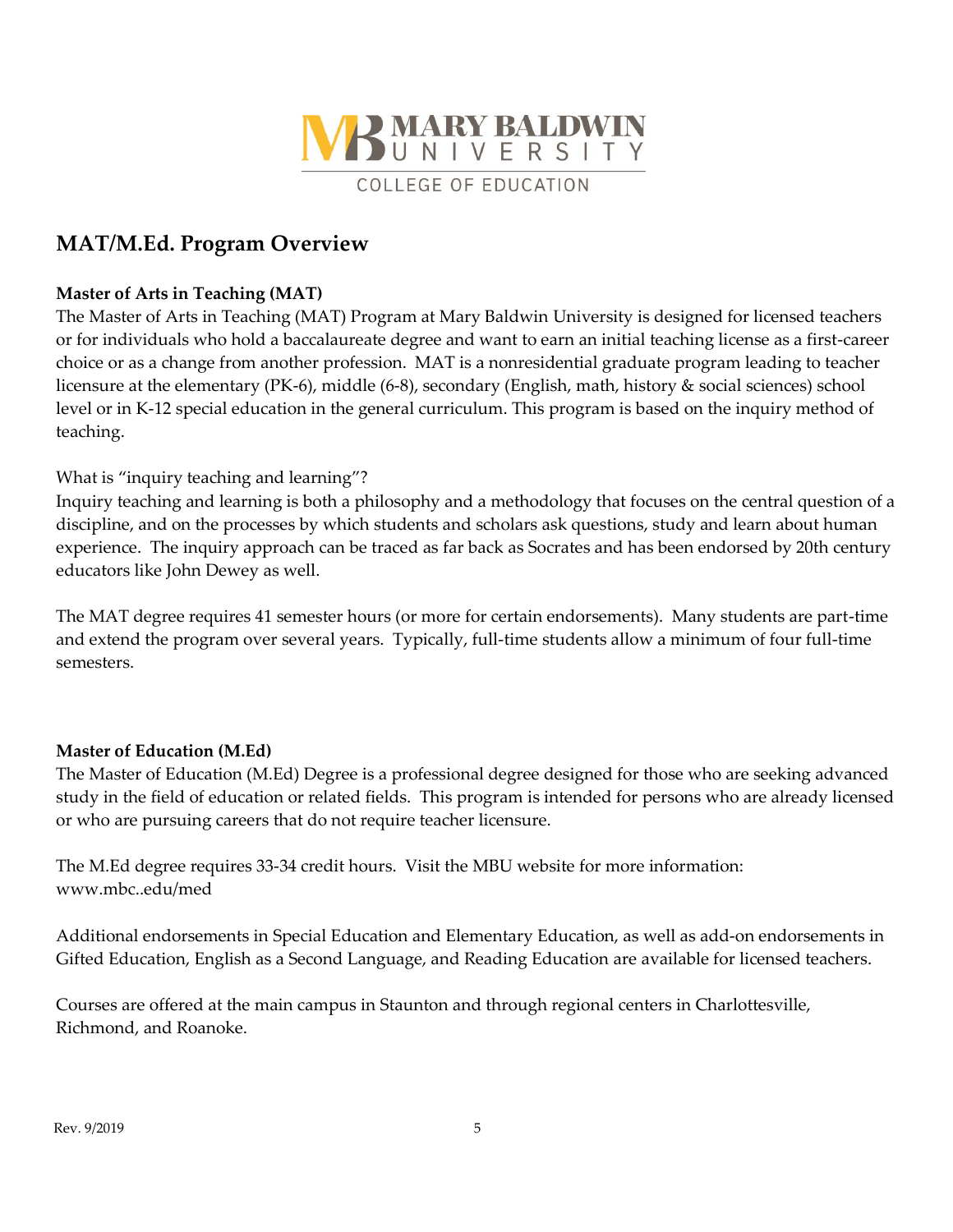MARY BALDWIN UNIVERSITY

COLLEGE OF EDUCATION

## MAT/M.Ed. Program Overview

**Master of Arts in Teaching (MAT)**

The Master of Arts in Teaching (MAT) Program at Mary Baldwin University is designed for licensed teachers or for individuals who hold a baccalaureate degree and want to earn an initial teaching license as a first-career choice or as a change from another profession. MAT is a nonresidential graduate program leading to teacher licensure at the elementary (PK-6), middle (6-8), secondary (English, math, history & social sciences) school level or in K-12 special education in the general curriculum. This program is based on the inquiry method of teaching.

What is "inquiry teaching and learning"?

Inquiry teaching and learning is both a philosophy and a methodology that focuses on the central question of a discipline, and on the processes by which students and scholars ask questions, study and learn about human experience. The inquiry approach can be traced as far back as Socrates and has been endorsed by 20th century educators like John Dewey as well.

The MAT degree requires 41 semester hours (or more for certain endorsements). Many students are part-time and extend the program over several years. Typically, full-time students allow a minimum of four full-time semesters.

**Master of Education (M.Ed)**

The Master of Education (M.Ed) Degree is a professional degree designed for those who are seeking advanced study in the field of education or related fields. This program is intended for persons who are already licensed or who are pursuing careers that do not require teacher licensure.

The M.Ed degree requires 33-34 credit hours. Visit the MBU website for more information: www.mbc..edu/med

Additional endorsements in Special Education and Elementary Education, as well as add-on endorsements in Gifted Education, English as a Second Language, and Reading Education are available for licensed teachers.

Courses are offered at the main campus in Staunton and through regional centers in Charlottesville, Richmond, and Roanoke.

Rev. 9/2019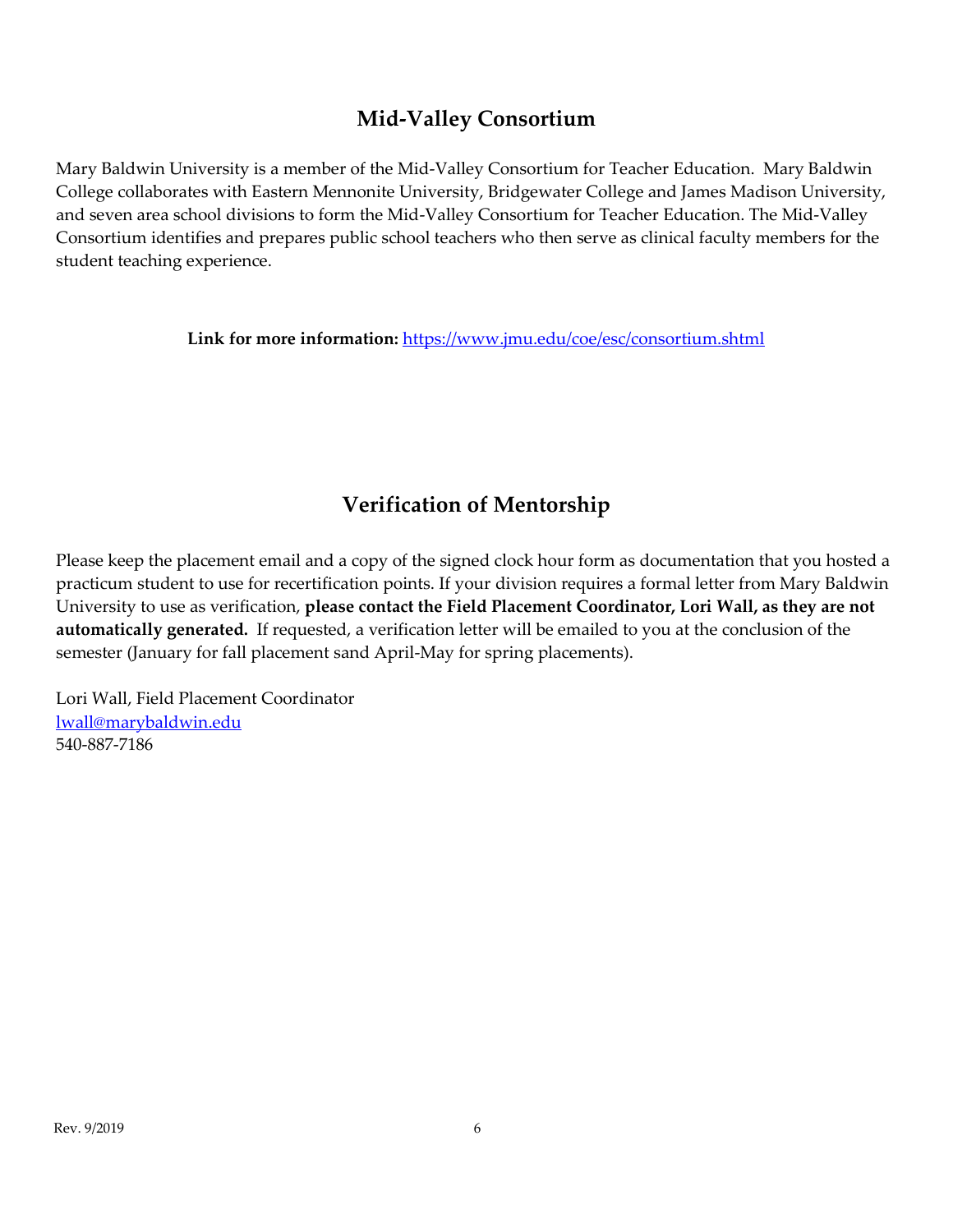## Mid-Valley Consortium

Mary Baldwin University is a member of the Mid-Valley Consortium for Teacher Education. Mary Baldwin College collaborates with Eastern Mennonite University, Bridgewater College and James Madison University, and seven area school divisions to form the Mid-Valley Consortium for Teacher Education. The Mid-Valley Consortium identifies and prepares public school teachers who then serve as clinical faculty members for the student teaching experience.

**Link for more information:** https://www.jmu.edu/coe/esc/consortium.shtml

## Verification of Mentorship

Please keep the placement email and a copy of the signed clock hour form as documentation that you hosted a practicum student to use for recertification points. If your division requires a formal letter from Mary Baldwin University to use as verification, **please contact the Field Placement Coordinator, Lori Wall, as they are not automatically generated.** If requested, a verification letter will be emailed to you at the conclusion of the semester (January for fall placement sand April-May for spring placements).

Lori Wall, Field Placement Coordinator
lwall@marybaldwin.edu
540-887-7186

Rev. 9/2019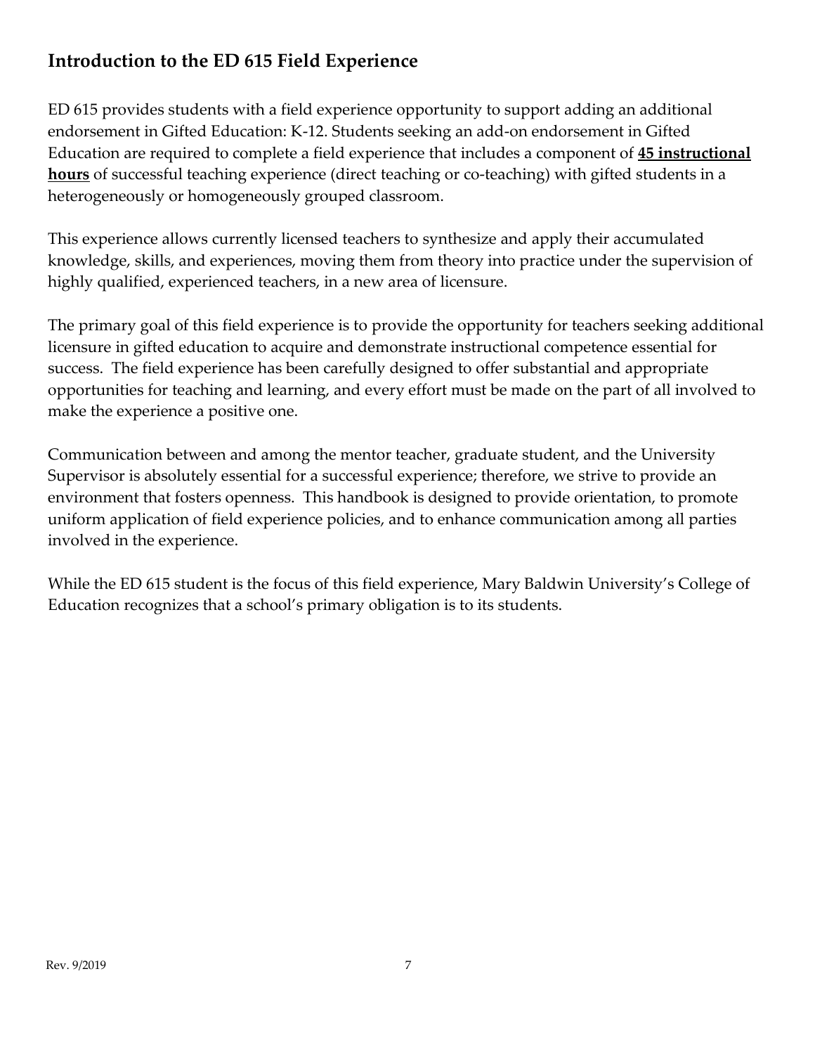## Introduction to the ED 615 Field Experience

ED 615 provides students with a field experience opportunity to support adding an additional endorsement in Gifted Education: K-12. Students seeking an add-on endorsement in Gifted Education are required to complete a field experience that includes a component of **45 instructional hours** of successful teaching experience (direct teaching or co-teaching) with gifted students in a heterogeneously or homogeneously grouped classroom.

This experience allows currently licensed teachers to synthesize and apply their accumulated knowledge, skills, and experiences, moving them from theory into practice under the supervision of highly qualified, experienced teachers, in a new area of licensure.

The primary goal of this field experience is to provide the opportunity for teachers seeking additional licensure in gifted education to acquire and demonstrate instructional competence essential for success. The field experience has been carefully designed to offer substantial and appropriate opportunities for teaching and learning, and every effort must be made on the part of all involved to make the experience a positive one.

Communication between and among the mentor teacher, graduate student, and the University Supervisor is absolutely essential for a successful experience; therefore, we strive to provide an environment that fosters openness. This handbook is designed to provide orientation, to promote uniform application of field experience policies, and to enhance communication among all parties involved in the experience.

While the ED 615 student is the focus of this field experience, Mary Baldwin University's College of Education recognizes that a school's primary obligation is to its students.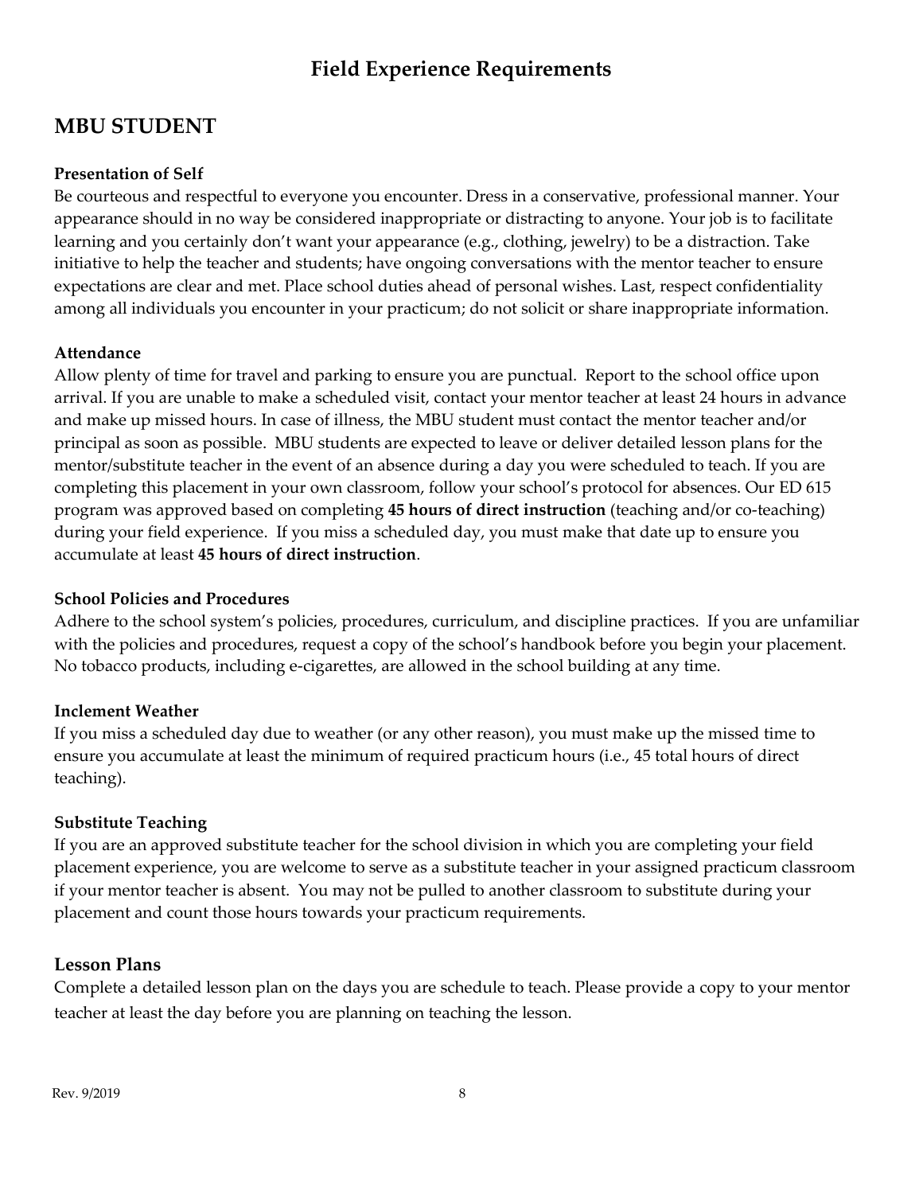# Field Experience Requirements

## MBU STUDENT

**Presentation of Self**

Be courteous and respectful to everyone you encounter. Dress in a conservative, professional manner. Your appearance should in no way be considered inappropriate or distracting to anyone. Your job is to facilitate learning and you certainly don't want your appearance (e.g., clothing, jewelry) to be a distraction. Take initiative to help the teacher and students; have ongoing conversations with the mentor teacher to ensure expectations are clear and met. Place school duties ahead of personal wishes. Last, respect confidentiality among all individuals you encounter in your practicum; do not solicit or share inappropriate information.

**Attendance**

Allow plenty of time for travel and parking to ensure you are punctual. Report to the school office upon arrival. If you are unable to make a scheduled visit, contact your mentor teacher at least 24 hours in advance and make up missed hours. In case of illness, the MBU student must contact the mentor teacher and/or principal as soon as possible. MBU students are expected to leave or deliver detailed lesson plans for the mentor/substitute teacher in the event of an absence during a day you were scheduled to teach. If you are completing this placement in your own classroom, follow your school's protocol for absences. Our ED 615 program was approved based on completing **45 hours of direct instruction** (teaching and/or co-teaching) during your field experience. If you miss a scheduled day, you must make that date up to ensure you accumulate at least **45 hours of direct instruction**.

**School Policies and Procedures**

Adhere to the school system's policies, procedures, curriculum, and discipline practices. If you are unfamiliar with the policies and procedures, request a copy of the school's handbook before you begin your placement. No tobacco products, including e-cigarettes, are allowed in the school building at any time.

**Inclement Weather**

If you miss a scheduled day due to weather (or any other reason), you must make up the missed time to ensure you accumulate at least the minimum of required practicum hours (i.e., 45 total hours of direct teaching).

**Substitute Teaching**

If you are an approved substitute teacher for the school division in which you are completing your field placement experience, you are welcome to serve as a substitute teacher in your assigned practicum classroom if your mentor teacher is absent. You may not be pulled to another classroom to substitute during your placement and count those hours towards your practicum requirements.

### Lesson Plans

Complete a detailed lesson plan on the days you are schedule to teach. Please provide a copy to your mentor teacher at least the day before you are planning on teaching the lesson.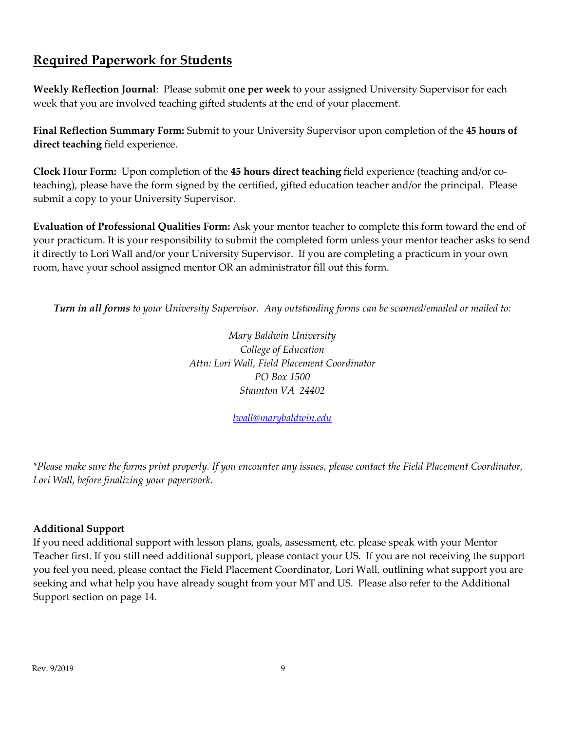## Required Paperwork for Students

**Weekly Reflection Journal**: Please submit **one per week** to your assigned University Supervisor for each week that you are involved teaching gifted students at the end of your placement.

**Final Reflection Summary Form:** Submit to your University Supervisor upon completion of the **45 hours of direct teaching** field experience.

**Clock Hour Form:** Upon completion of the **45 hours direct teaching** field experience (teaching and/or co-teaching), please have the form signed by the certified, gifted education teacher and/or the principal. Please submit a copy to your University Supervisor.

**Evaluation of Professional Qualities Form:** Ask your mentor teacher to complete this form toward the end of your practicum. It is your responsibility to submit the completed form unless your mentor teacher asks to send it directly to Lori Wall and/or your University Supervisor. If you are completing a practicum in your own room, have your school assigned mentor OR an administrator fill out this form.

***Turn in all forms** to your University Supervisor. Any outstanding forms can be scanned/emailed or mailed to:*

*Mary Baldwin University*
*College of Education*
*Attn: Lori Wall, Field Placement Coordinator*
*PO Box 1500*
*Staunton VA 24402*

*lwall@marybaldwin.edu*

*\*Please make sure the forms print properly. If you encounter any issues, please contact the Field Placement Coordinator, Lori Wall, before finalizing your paperwork.*

**Additional Support**

If you need additional support with lesson plans, goals, assessment, etc. please speak with your Mentor Teacher first. If you still need additional support, please contact your US. If you are not receiving the support you feel you need, please contact the Field Placement Coordinator, Lori Wall, outlining what support you are seeking and what help you have already sought from your MT and US. Please also refer to the Additional Support section on page 14.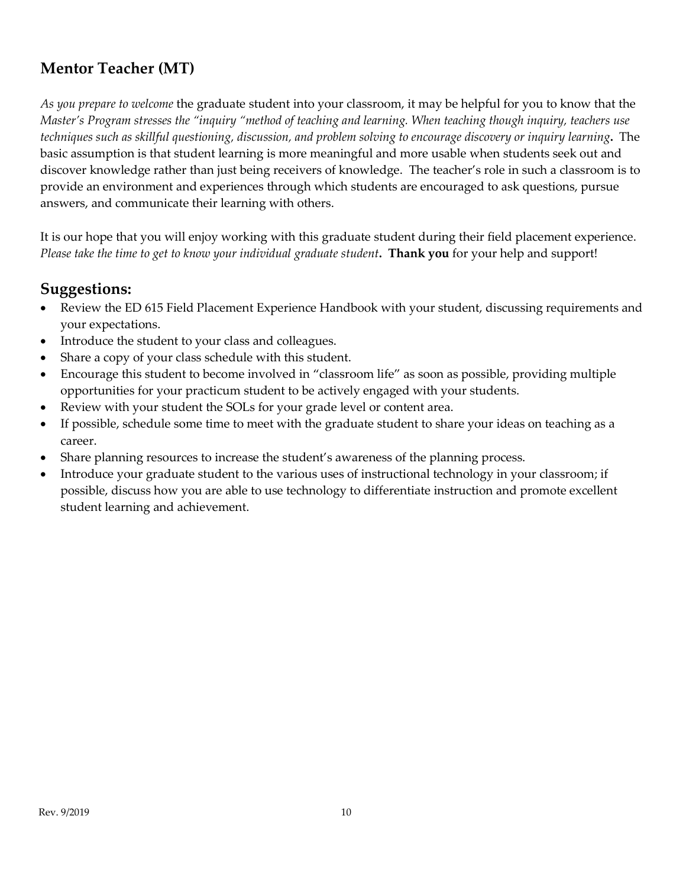## Mentor Teacher (MT)

*As you prepare to welcome* the graduate student into your classroom, it may be helpful for you to know that the *Master's Program stresses the "inquiry "method of teaching and learning. When teaching though inquiry, teachers use techniques such as skillful questioning, discussion, and problem solving to encourage discovery or inquiry learning***.** The basic assumption is that student learning is more meaningful and more usable when students seek out and discover knowledge rather than just being receivers of knowledge. The teacher's role in such a classroom is to provide an environment and experiences through which students are encouraged to ask questions, pursue answers, and communicate their learning with others.

It is our hope that you will enjoy working with this graduate student during their field placement experience. *Please take the time to get to know your individual graduate student***. Thank you** for your help and support!

## Suggestions:

- Review the ED 615 Field Placement Experience Handbook with your student, discussing requirements and your expectations.
- Introduce the student to your class and colleagues.
- Share a copy of your class schedule with this student.
- Encourage this student to become involved in "classroom life" as soon as possible, providing multiple opportunities for your practicum student to be actively engaged with your students.
- Review with your student the SOLs for your grade level or content area.
- If possible, schedule some time to meet with the graduate student to share your ideas on teaching as a career.
- Share planning resources to increase the student's awareness of the planning process.
- Introduce your graduate student to the various uses of instructional technology in your classroom; if possible, discuss how you are able to use technology to differentiate instruction and promote excellent student learning and achievement.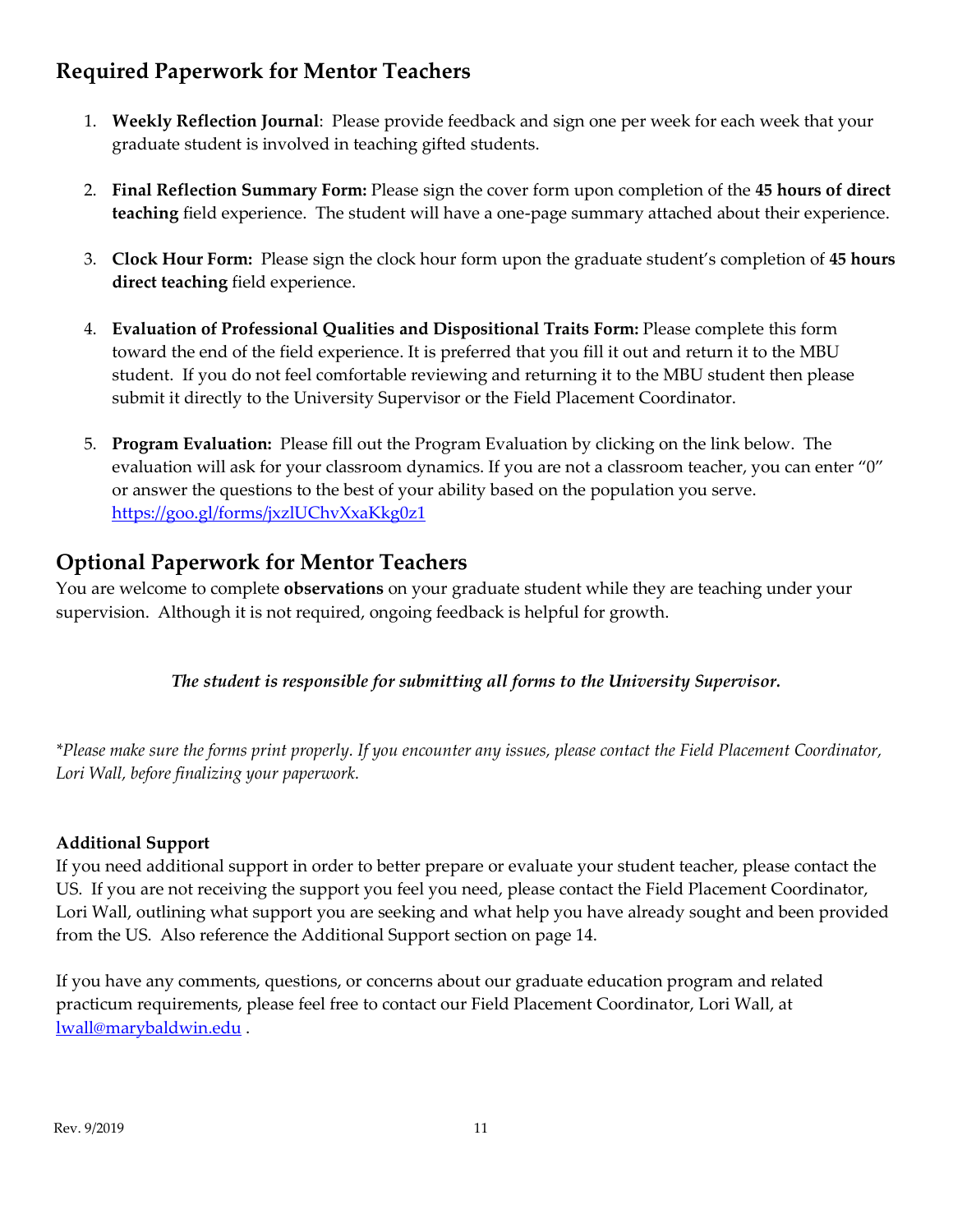## Required Paperwork for Mentor Teachers

1. **Weekly Reflection Journal**: Please provide feedback and sign one per week for each week that your graduate student is involved in teaching gifted students.

2. **Final Reflection Summary Form:** Please sign the cover form upon completion of the **45 hours of direct teaching** field experience. The student will have a one-page summary attached about their experience.

3. **Clock Hour Form:** Please sign the clock hour form upon the graduate student's completion of **45 hours direct teaching** field experience.

4. **Evaluation of Professional Qualities and Dispositional Traits Form:** Please complete this form toward the end of the field experience. It is preferred that you fill it out and return it to the MBU student. If you do not feel comfortable reviewing and returning it to the MBU student then please submit it directly to the University Supervisor or the Field Placement Coordinator.

5. **Program Evaluation:** Please fill out the Program Evaluation by clicking on the link below. The evaluation will ask for your classroom dynamics. If you are not a classroom teacher, you can enter "0" or answer the questions to the best of your ability based on the population you serve. https://goo.gl/forms/jxzlUChvXxaKkg0z1

## Optional Paperwork for Mentor Teachers

You are welcome to complete **observations** on your graduate student while they are teaching under your supervision. Although it is not required, ongoing feedback is helpful for growth.

***The student is responsible for submitting all forms to the University Supervisor.***

**Please make sure the forms print properly. If you encounter any issues, please contact the Field Placement Coordinator, Lori Wall, before finalizing your paperwork.*

**Additional Support**

If you need additional support in order to better prepare or evaluate your student teacher, please contact the US. If you are not receiving the support you feel you need, please contact the Field Placement Coordinator, Lori Wall, outlining what support you are seeking and what help you have already sought and been provided from the US. Also reference the Additional Support section on page 14.

If you have any comments, questions, or concerns about our graduate education program and related practicum requirements, please feel free to contact our Field Placement Coordinator, Lori Wall, at lwall@marybaldwin.edu .

Rev. 9/2019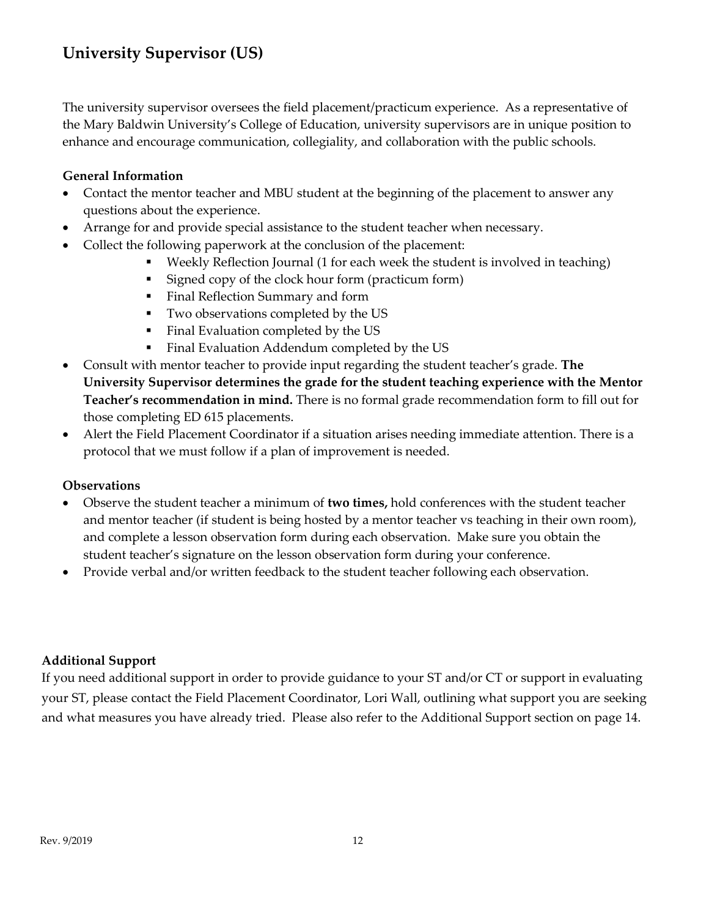## University Supervisor (US)

The university supervisor oversees the field placement/practicum experience. As a representative of the Mary Baldwin University's College of Education, university supervisors are in unique position to enhance and encourage communication, collegiality, and collaboration with the public schools.

**General Information**

- Contact the mentor teacher and MBU student at the beginning of the placement to answer any questions about the experience.
- Arrange for and provide special assistance to the student teacher when necessary.
- Collect the following paperwork at the conclusion of the placement:
  - Weekly Reflection Journal (1 for each week the student is involved in teaching)
  - Signed copy of the clock hour form (practicum form)
  - Final Reflection Summary and form
  - Two observations completed by the US
  - Final Evaluation completed by the US
  - Final Evaluation Addendum completed by the US
- Consult with mentor teacher to provide input regarding the student teacher's grade. **The University Supervisor determines the grade for the student teaching experience with the Mentor Teacher's recommendation in mind.** There is no formal grade recommendation form to fill out for those completing ED 615 placements.
- Alert the Field Placement Coordinator if a situation arises needing immediate attention. There is a protocol that we must follow if a plan of improvement is needed.

**Observations**

- Observe the student teacher a minimum of **two times,** hold conferences with the student teacher and mentor teacher (if student is being hosted by a mentor teacher vs teaching in their own room), and complete a lesson observation form during each observation. Make sure you obtain the student teacher's signature on the lesson observation form during your conference.
- Provide verbal and/or written feedback to the student teacher following each observation.

**Additional Support**

If you need additional support in order to provide guidance to your ST and/or CT or support in evaluating your ST, please contact the Field Placement Coordinator, Lori Wall, outlining what support you are seeking and what measures you have already tried. Please also refer to the Additional Support section on page 14.

Rev. 9/2019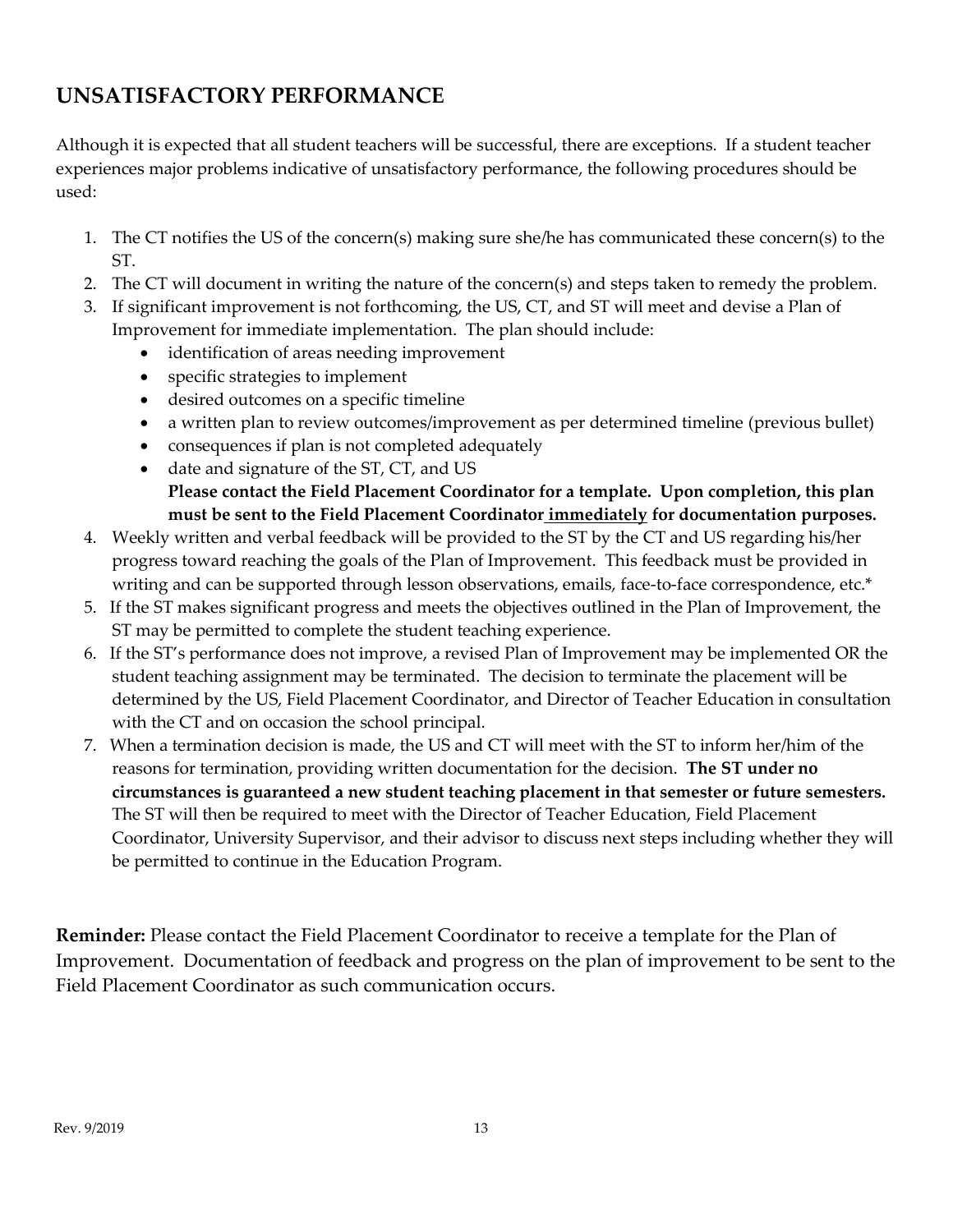## UNSATISFACTORY PERFORMANCE

Although it is expected that all student teachers will be successful, there are exceptions. If a student teacher experiences major problems indicative of unsatisfactory performance, the following procedures should be used:

1. The CT notifies the US of the concern(s) making sure she/he has communicated these concern(s) to the ST.
2. The CT will document in writing the nature of the concern(s) and steps taken to remedy the problem.
3. If significant improvement is not forthcoming, the US, CT, and ST will meet and devise a Plan of Improvement for immediate implementation. The plan should include:
   - identification of areas needing improvement
   - specific strategies to implement
   - desired outcomes on a specific timeline
   - a written plan to review outcomes/improvement as per determined timeline (previous bullet)
   - consequences if plan is not completed adequately
   - date and signature of the ST, CT, and US

   **Please contact the Field Placement Coordinator for a template. Upon completion, this plan must be sent to the Field Placement Coordinator <u>immediately</u> for documentation purposes.**
4. Weekly written and verbal feedback will be provided to the ST by the CT and US regarding his/her progress toward reaching the goals of the Plan of Improvement. This feedback must be provided in writing and can be supported through lesson observations, emails, face-to-face correspondence, etc.*
5. If the ST makes significant progress and meets the objectives outlined in the Plan of Improvement, the ST may be permitted to complete the student teaching experience.
6. If the ST's performance does not improve, a revised Plan of Improvement may be implemented OR the student teaching assignment may be terminated. The decision to terminate the placement will be determined by the US, Field Placement Coordinator, and Director of Teacher Education in consultation with the CT and on occasion the school principal.
7. When a termination decision is made, the US and CT will meet with the ST to inform her/him of the reasons for termination, providing written documentation for the decision. **The ST under no circumstances is guaranteed a new student teaching placement in that semester or future semesters.** The ST will then be required to meet with the Director of Teacher Education, Field Placement Coordinator, University Supervisor, and their advisor to discuss next steps including whether they will be permitted to continue in the Education Program.

**Reminder:** Please contact the Field Placement Coordinator to receive a template for the Plan of Improvement. Documentation of feedback and progress on the plan of improvement to be sent to the Field Placement Coordinator as such communication occurs.

Rev. 9/2019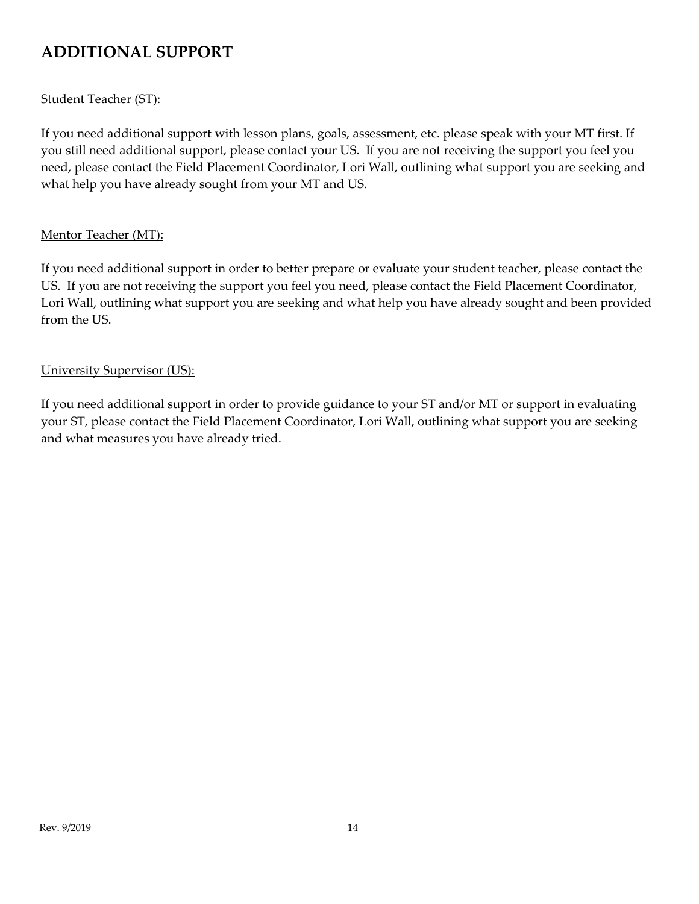## ADDITIONAL SUPPORT

Student Teacher (ST):

If you need additional support with lesson plans, goals, assessment, etc. please speak with your MT first. If you still need additional support, please contact your US. If you are not receiving the support you feel you need, please contact the Field Placement Coordinator, Lori Wall, outlining what support you are seeking and what help you have already sought from your MT and US.

Mentor Teacher (MT):

If you need additional support in order to better prepare or evaluate your student teacher, please contact the US. If you are not receiving the support you feel you need, please contact the Field Placement Coordinator, Lori Wall, outlining what support you are seeking and what help you have already sought and been provided from the US.

University Supervisor (US):

If you need additional support in order to provide guidance to your ST and/or MT or support in evaluating your ST, please contact the Field Placement Coordinator, Lori Wall, outlining what support you are seeking and what measures you have already tried.

Rev. 9/2019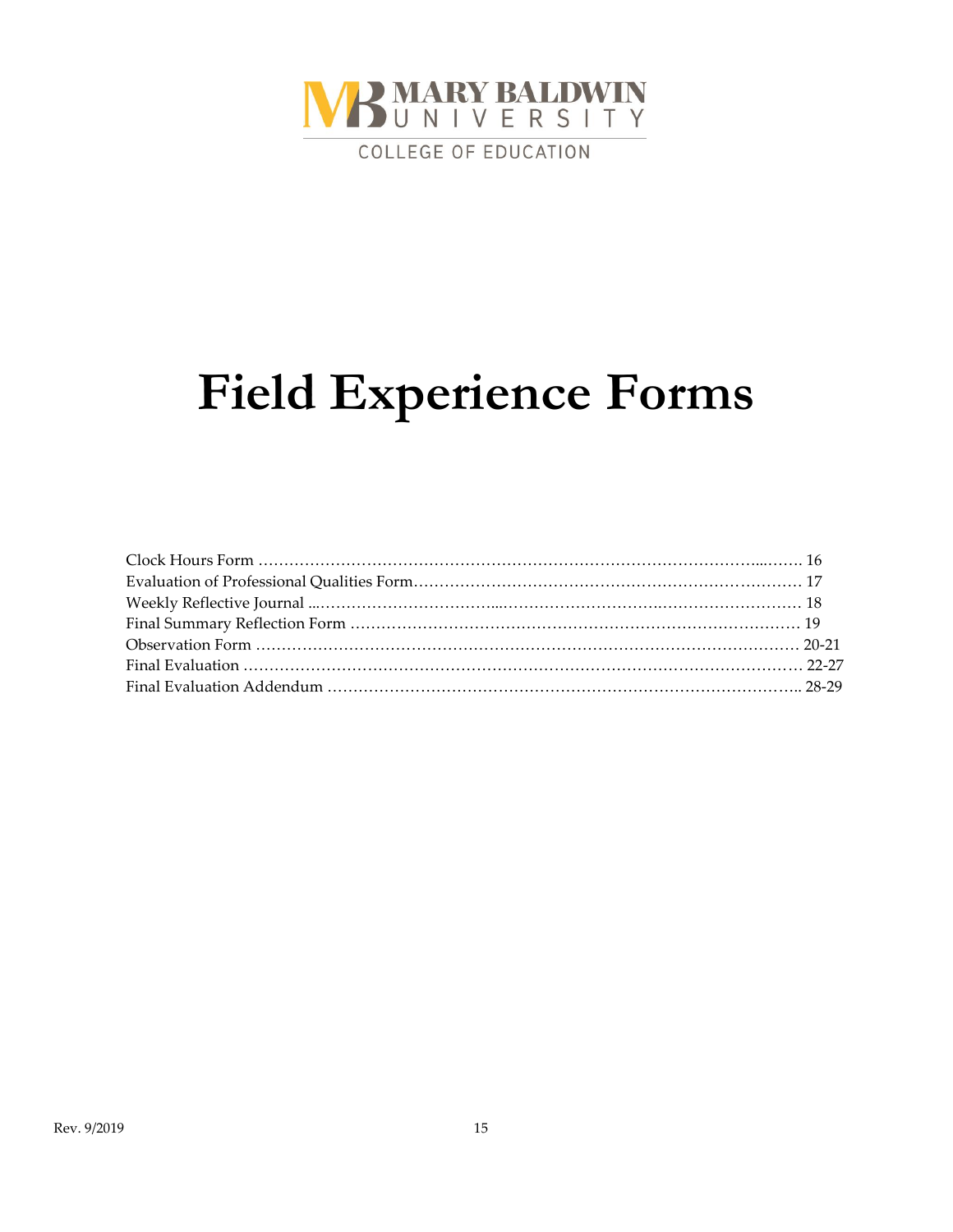MARY BALDWIN UNIVERSITY

COLLEGE OF EDUCATION

# Field Experience Forms

Clock Hours Form …………………………………………………………………………………... 16
Evaluation of Professional Qualities Form…………………………………………………………… 17
Weekly Reflective Journal ………………………………………………………………………… 18
Final Summary Reflection Form …………………………………………………………………… 19
Observation Form …………………………………………………………………………………… 20-21
Final Evaluation ……………………………………………………………………………………… 22-27
Final Evaluation Addendum ……………………………………………………………………….. 28-29

Rev. 9/2019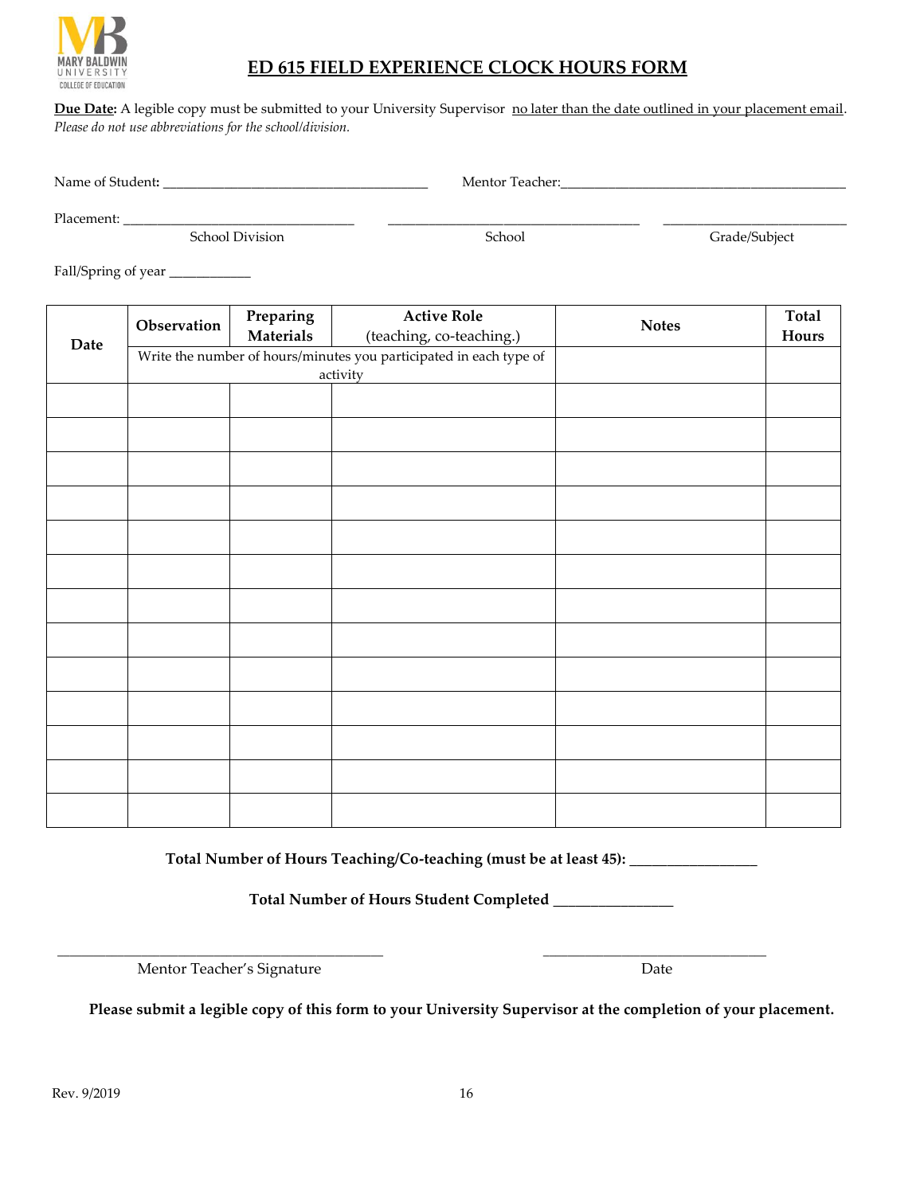# ED 615 FIELD EXPERIENCE CLOCK HOURS FORM

**Due Date:** A legible copy must be submitted to your University Supervisor no later than the date outlined in your placement email. *Please do not use abbreviations for the school/division.*

Name of Student: ____________________________________ Mentor Teacher: ________________________________________

Placement: ________________________________ ____________________________________ __________________________

School Division School Grade/Subject

Fall/Spring of year ___________

| Date | Observation | Preparing Materials | Active Role (teaching, co-teaching.) | Notes | Total Hours |
|---|---|---|---|---|---|
| | Write the number of hours/minutes you participated in each type of activity | | | | |
| | | | | | |
| | | | | | |
| | | | | | |
| | | | | | |
| | | | | | |
| | | | | | |
| | | | | | |
| | | | | | |
| | | | | | |
| | | | | | |
| | | | | | |
| | | | | | |
| | | | | | |

**Total Number of Hours Teaching/Co-teaching (must be at least 45): ________________**

**Total Number of Hours Student Completed _______________**

_____________________________________________ ______________________________

Mentor Teacher's Signature Date

**Please submit a legible copy of this form to your University Supervisor at the completion of your placement.**

Rev. 9/2019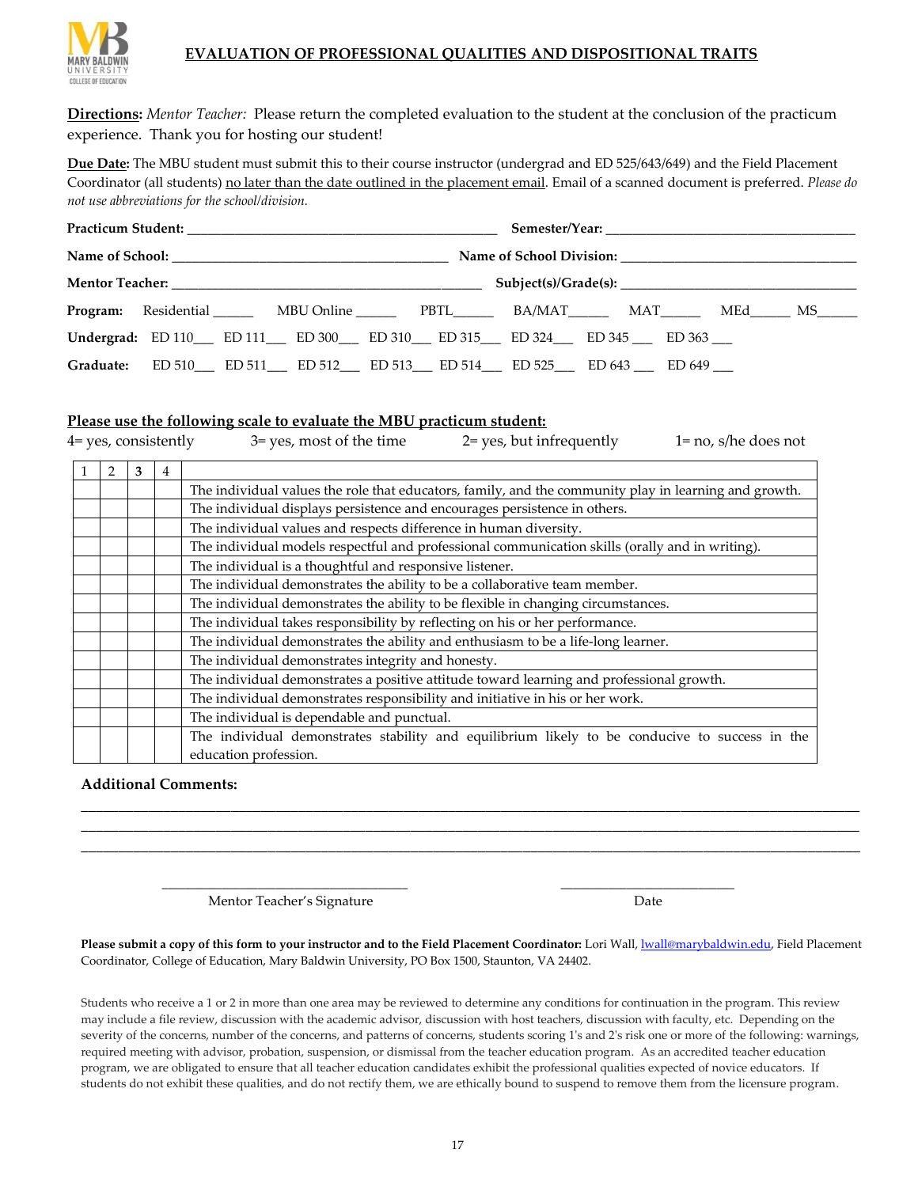## EVALUATION OF PROFESSIONAL QUALITIES AND DISPOSITIONAL TRAITS

**Directions:** *Mentor Teacher:* Please return the completed evaluation to the student at the conclusion of the practicum experience. Thank you for hosting our student!

**Due Date:** The MBU student must submit this to their course instructor (undergrad and ED 525/643/649) and the Field Placement Coordinator (all students) no later than the date outlined in the placement email. Email of a scanned document is preferred. *Please do not use abbreviations for the school/division.*

**Practicum Student:** ___________________________________________ **Semester/Year:** ___________________________________

**Name of School:** _______________________________________ **Name of School Division:** _________________________________

**Mentor Teacher:** ___________________________________________ **Subject(s)/Grade(s):** __________________________________

**Program:** Residential _____ MBU Online _____ PBTL_____ BA/MAT_____ MAT_____ MEd_____ MS_____

**Undergrad:** ED 110___ ED 111___ ED 300___ ED 310___ ED 315___ ED 324___ ED 345 ___ ED 363 ___

**Graduate:** ED 510___ ED 511___ ED 512___ ED 513___ ED 514___ ED 525___ ED 643 ___ ED 649 ___

**Please use the following scale to evaluate the MBU practicum student:**

4= yes, consistently 3= yes, most of the time 2= yes, but infrequently 1= no, s/he does not

| 1 | 2 | 3 | 4 | |
|---|---|---|---|---|
| | | | | The individual values the role that educators, family, and the community play in learning and growth. |
| | | | | The individual displays persistence and encourages persistence in others. |
| | | | | The individual values and respects difference in human diversity. |
| | | | | The individual models respectful and professional communication skills (orally and in writing). |
| | | | | The individual is a thoughtful and responsive listener. |
| | | | | The individual demonstrates the ability to be a collaborative team member. |
| | | | | The individual demonstrates the ability to be flexible in changing circumstances. |
| | | | | The individual takes responsibility by reflecting on his or her performance. |
| | | | | The individual demonstrates the ability and enthusiasm to be a life-long learner. |
| | | | | The individual demonstrates integrity and honesty. |
| | | | | The individual demonstrates a positive attitude toward learning and professional growth. |
| | | | | The individual demonstrates responsibility and initiative in his or her work. |
| | | | | The individual is dependable and punctual. |
| | | | | The individual demonstrates stability and equilibrium likely to be conducive to success in the education profession. |

**Additional Comments:**

_____________________________________________________________________________________________

_____________________________________________________________________________________________

_____________________________________________________________________________________________

___________________________________ ___________________________

Mentor Teacher's Signature Date

**Please submit a copy of this form to your instructor and to the Field Placement Coordinator:** Lori Wall, lwall@marybaldwin.edu, Field Placement Coordinator, College of Education, Mary Baldwin University, PO Box 1500, Staunton, VA 24402.

Students who receive a 1 or 2 in more than one area may be reviewed to determine any conditions for continuation in the program. This review may include a file review, discussion with the academic advisor, discussion with host teachers, discussion with faculty, etc. Depending on the severity of the concerns, number of the concerns, and patterns of concerns, students scoring 1's and 2's risk one or more of the following: warnings, required meeting with advisor, probation, suspension, or dismissal from the teacher education program. As an accredited teacher education program, we are obligated to ensure that all teacher education candidates exhibit the professional qualities expected of novice educators. If students do not exhibit these qualities, and do not rectify them, we are ethically bound to suspend to remove them from the licensure program.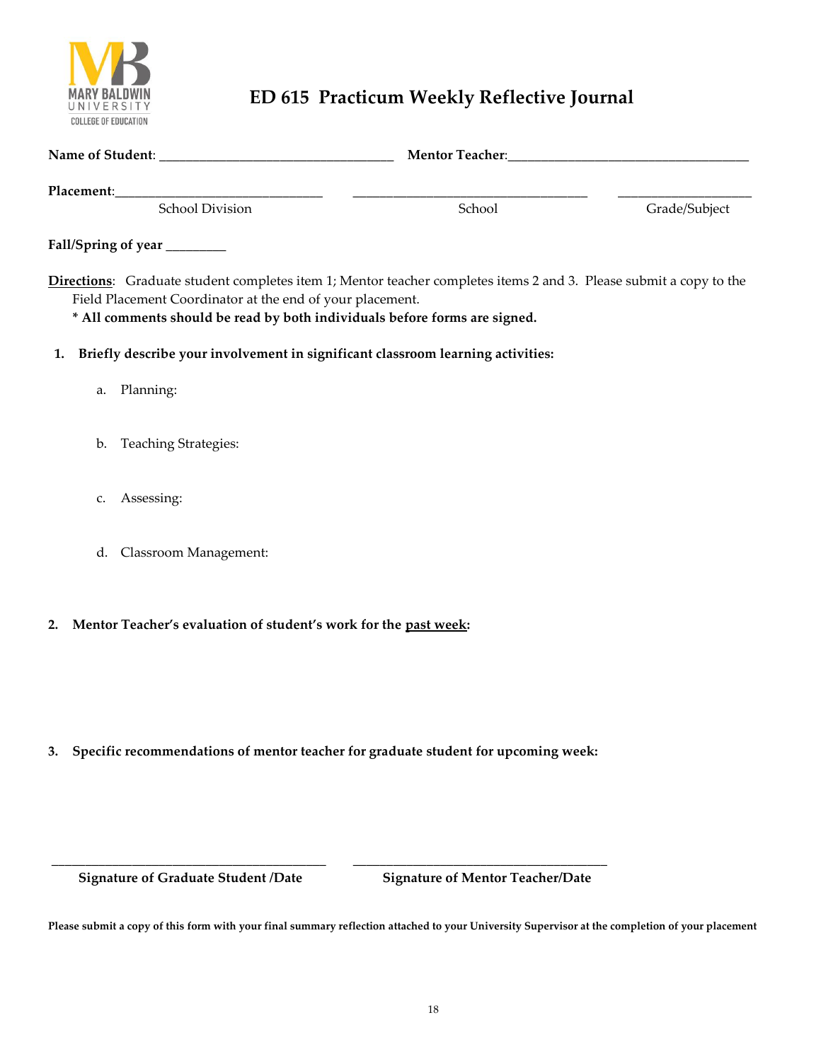MARY BALDWIN UNIVERSITY
COLLEGE OF EDUCATION

# ED 615 Practicum Weekly Reflective Journal

**Name of Student**: ___________________________________ **Mentor Teacher**:___________________________________

**Placement**:_______________________________ ___________________________________ ____________________

School Division School Grade/Subject

**Fall/Spring of year** _________

**Directions**: Graduate student completes item 1; Mentor teacher completes items 2 and 3. Please submit a copy to the Field Placement Coordinator at the end of your placement.

**\* All comments should be read by both individuals before forms are signed.**

1. **Briefly describe your involvement in significant classroom learning activities:**

   a. Planning:

   b. Teaching Strategies:

   c. Assessing:

   d. Classroom Management:

2. **Mentor Teacher's evaluation of student's work for the past week:**

3. **Specific recommendations of mentor teacher for graduate student for upcoming week:**

___________________________________________ ______________________________________

**Signature of Graduate Student /Date** **Signature of Mentor Teacher/Date**

**Please submit a copy of this form with your final summary reflection attached to your University Supervisor at the completion of your placement**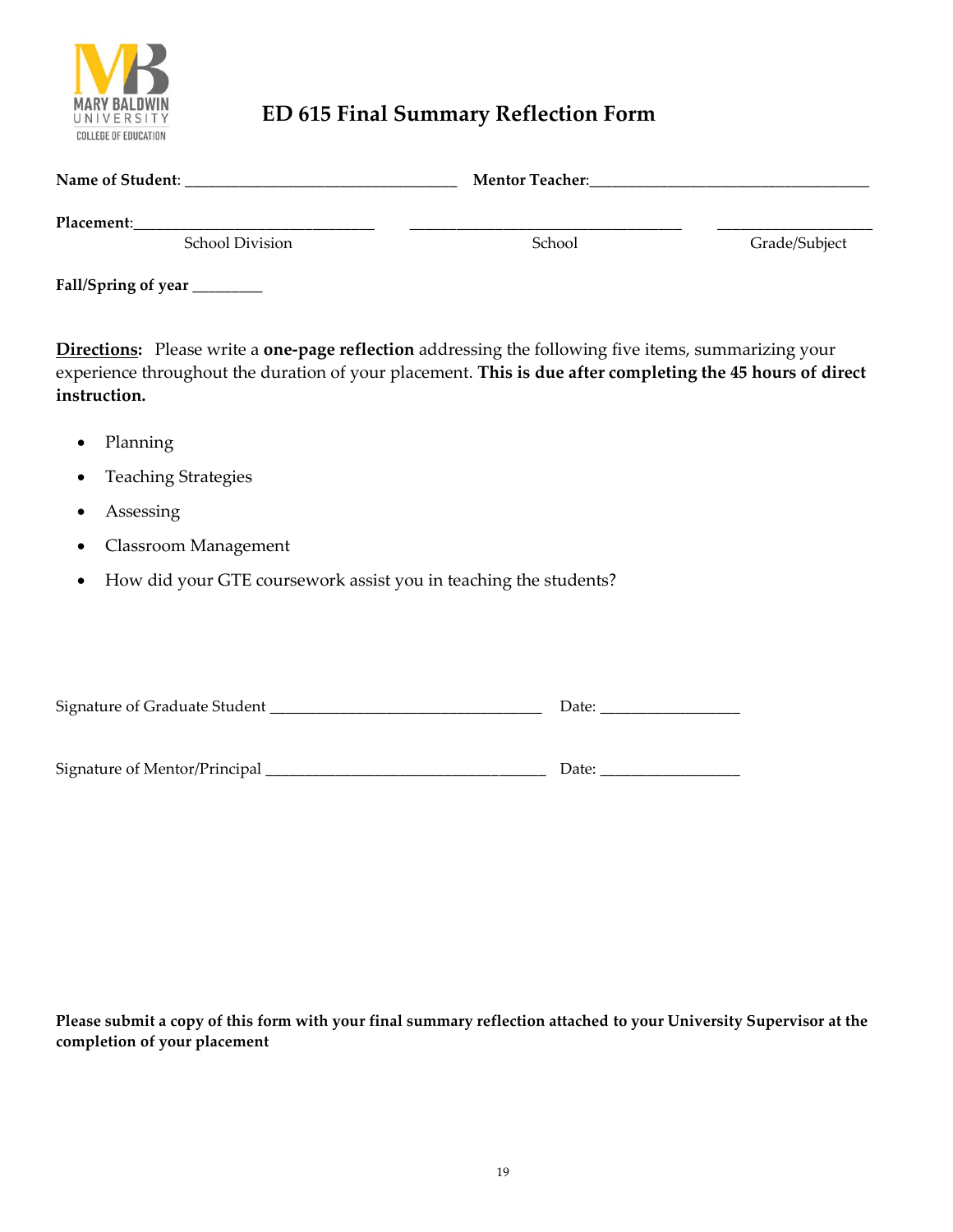MARY BALDWIN UNIVERSITY COLLEGE OF EDUCATION

# ED 615 Final Summary Reflection Form

**Name of Student**: _________________________________ **Mentor Teacher**:_________________________________

**Placement**:_____________________________ _________________________________ ___________________

School Division School Grade/Subject

**Fall/Spring of year** ________

**Directions:** Please write a **one-page reflection** addressing the following five items, summarizing your experience throughout the duration of your placement. **This is due after completing the 45 hours of direct instruction.**

- Planning
- Teaching Strategies
- Assessing
- Classroom Management
- How did your GTE coursework assist you in teaching the students?

Signature of Graduate Student _________________________________ Date: ________________

Signature of Mentor/Principal _________________________________ Date: ________________

**Please submit a copy of this form with your final summary reflection attached to your University Supervisor at the completion of your placement**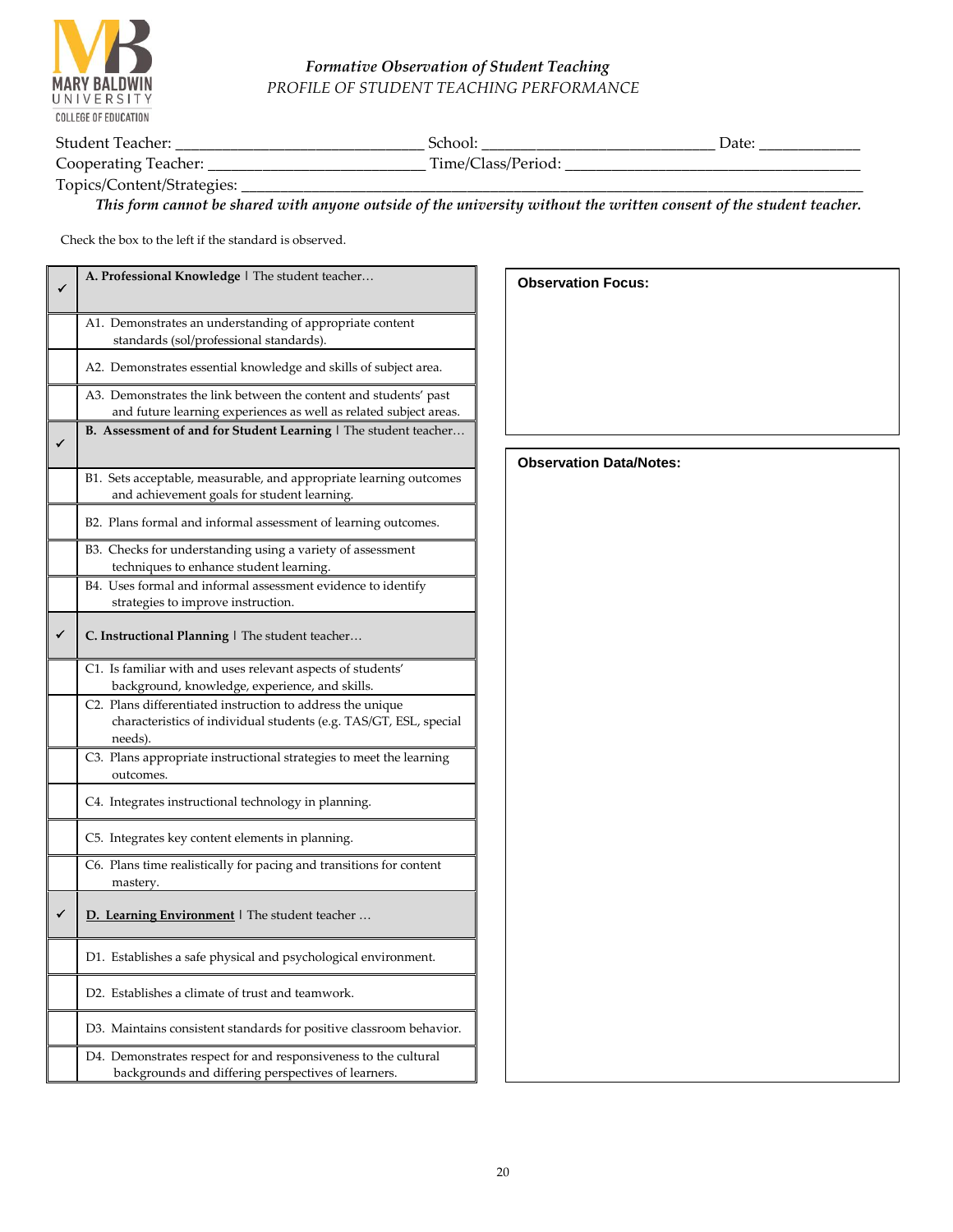*Formative Observation of Student Teaching*
*PROFILE OF STUDENT TEACHING PERFORMANCE*

Student Teacher: ______________________________ School: ____________________________ Date: ____________
Cooperating Teacher: __________________________ Time/Class/Period: ___________________________________
Topics/Content/Strategies: ______________________________________________________________________________

***This form cannot be shared with anyone outside of the university without the written consent of the student teacher.***

Check the box to the left if the standard is observed.

| ✓ | **A. Professional Knowledge** I The student teacher… |
|---|---|
| | A1. Demonstrates an understanding of appropriate content standards (sol/professional standards). |
| | A2. Demonstrates essential knowledge and skills of subject area. |
| | A3. Demonstrates the link between the content and students' past and future learning experiences as well as related subject areas. |
| ✓ | **B. Assessment of and for Student Learning** I The student teacher… |
| | B1. Sets acceptable, measurable, and appropriate learning outcomes and achievement goals for student learning. |
| | B2. Plans formal and informal assessment of learning outcomes. |
| | B3. Checks for understanding using a variety of assessment techniques to enhance student learning. |
| | B4. Uses formal and informal assessment evidence to identify strategies to improve instruction. |
| ✓ | **C. Instructional Planning** I The student teacher… |
| | C1. Is familiar with and uses relevant aspects of students' background, knowledge, experience, and skills. |
| | C2. Plans differentiated instruction to address the unique characteristics of individual students (e.g. TAS/GT, ESL, special needs). |
| | C3. Plans appropriate instructional strategies to meet the learning outcomes. |
| | C4. Integrates instructional technology in planning. |
| | C5. Integrates key content elements in planning. |
| | C6. Plans time realistically for pacing and transitions for content mastery. |
| ✓ | **D. Learning Environment** I The student teacher … |
| | D1. Establishes a safe physical and psychological environment. |
| | D2. Establishes a climate of trust and teamwork. |
| | D3. Maintains consistent standards for positive classroom behavior. |
| | D4. Demonstrates respect for and responsiveness to the cultural backgrounds and differing perspectives of learners. |

**Observation Focus:**

**Observation Data/Notes:**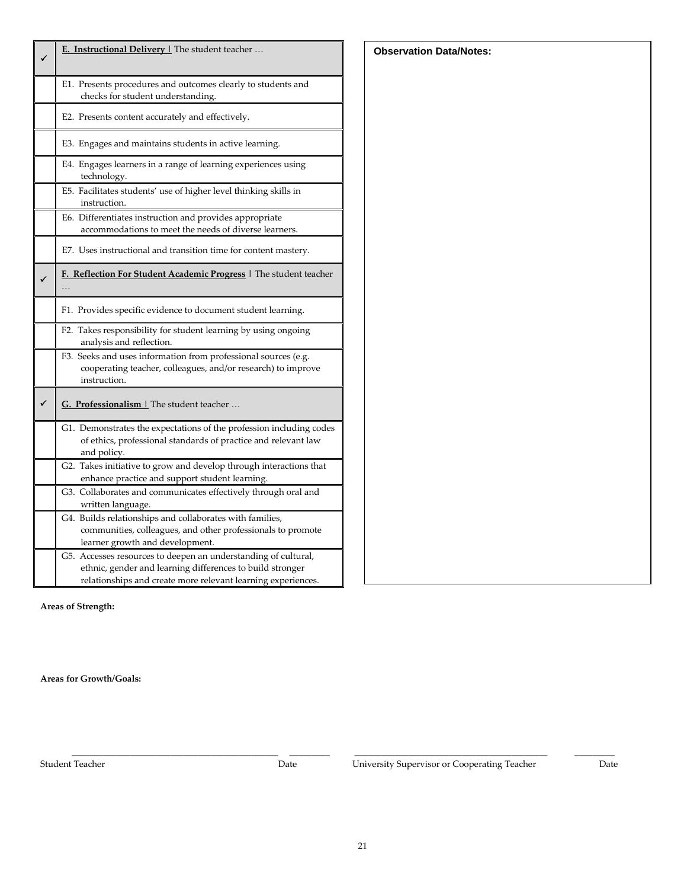| ✓ | **E. Instructional Delivery** \| The student teacher … |
|---|---|
| | E1. Presents procedures and outcomes clearly to students and checks for student understanding. |
| | E2. Presents content accurately and effectively. |
| | E3. Engages and maintains students in active learning. |
| | E4. Engages learners in a range of learning experiences using technology. |
| | E5. Facilitates students' use of higher level thinking skills in instruction. |
| | E6. Differentiates instruction and provides appropriate accommodations to meet the needs of diverse learners. |
| | E7. Uses instructional and transition time for content mastery. |
| ✓ | **F. Reflection For Student Academic Progress** \| The student teacher … |
| | F1. Provides specific evidence to document student learning. |
| | F2. Takes responsibility for student learning by using ongoing analysis and reflection. |
| | F3. Seeks and uses information from professional sources (e.g. cooperating teacher, colleagues, and/or research) to improve instruction. |
| ✓ | **G. Professionalism** \| The student teacher … |
| | G1. Demonstrates the expectations of the profession including codes of ethics, professional standards of practice and relevant law and policy. |
| | G2. Takes initiative to grow and develop through interactions that enhance practice and support student learning. |
| | G3. Collaborates and communicates effectively through oral and written language. |
| | G4. Builds relationships and collaborates with families, communities, colleagues, and other professionals to promote learner growth and development. |
| | G5. Accesses resources to deepen an understanding of cultural, ethnic, gender and learning differences to build stronger relationships and create more relevant learning experiences. |

**Observation Data/Notes:**

**Areas of Strength:**

**Areas for Growth/Goals:**

\_\_\_\_\_\_\_\_\_\_\_\_\_\_\_\_\_\_\_\_\_\_\_\_\_\_\_\_\_\_\_\_\_\_\_\_\_\_ \_\_\_\_\_\_\_\_\_ \_\_\_\_\_\_\_\_\_\_\_\_\_\_\_\_\_\_\_\_\_\_\_\_\_\_\_\_\_\_\_\_\_\_\_\_\_\_ \_\_\_\_\_\_\_\_\_

Student Teacher | Date | University Supervisor or Cooperating Teacher | Date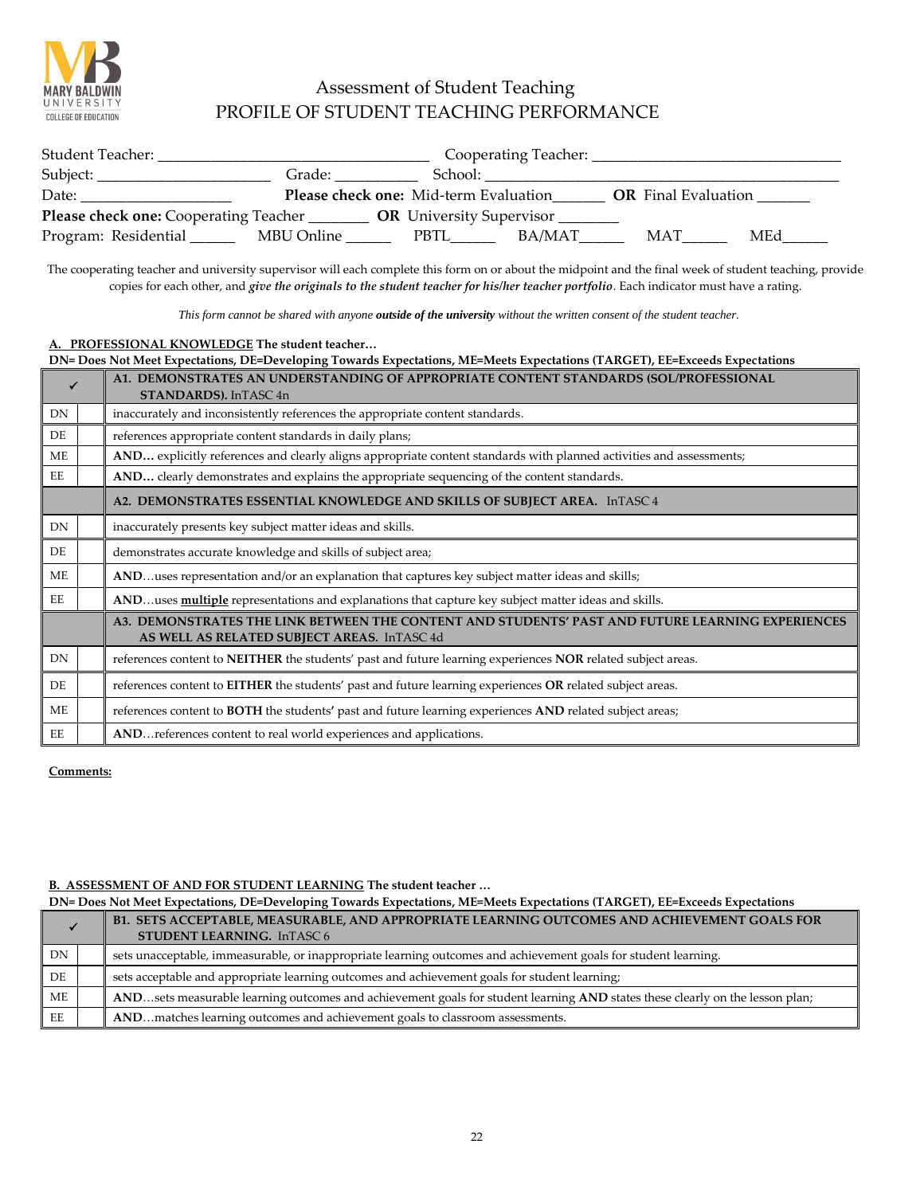MARY BALDWIN UNIVERSITY
COLLEGE OF EDUCATION

# Assessment of Student Teaching
# PROFILE OF STUDENT TEACHING PERFORMANCE

Student Teacher: ______________________________ Cooperating Teacher: ____________________________

Subject: ____________________ Grade: __________ School: ________________________________________

Date: __________________ **Please check one:** Mid-term Evaluation______ **OR** Final Evaluation ______

**Please check one:** Cooperating Teacher _______ **OR** University Supervisor _______

Program: Residential _____ MBU Online _____ PBTL_____ BA/MAT_____ MAT_____ MEd_____

The cooperating teacher and university supervisor will each complete this form on or about the midpoint and the final week of student teaching, provide copies for each other, and ***give the originals to the student teacher for his/her teacher portfolio***. Each indicator must have a rating.

*This form cannot be shared with anyone **outside of the university** without the written consent of the student teacher.*

**A. PROFESSIONAL KNOWLEDGE The student teacher…**

**DN= Does Not Meet Expectations, DE=Developing Towards Expectations, ME=Meets Expectations (TARGET), EE=Exceeds Expectations**

| ✓ | | **A1. DEMONSTRATES AN UNDERSTANDING OF APPROPRIATE CONTENT STANDARDS (SOL/PROFESSIONAL STANDARDS).** InTASC 4n |
|---|---|---|
| DN | | inaccurately and inconsistently references the appropriate content standards. |
| DE | | references appropriate content standards in daily plans; |
| ME | | **AND…** explicitly references and clearly aligns appropriate content standards with planned activities and assessments; |
| EE | | **AND…** clearly demonstrates and explains the appropriate sequencing of the content standards. |
| | | **A2. DEMONSTRATES ESSENTIAL KNOWLEDGE AND SKILLS OF SUBJECT AREA.** InTASC 4 |
| DN | | inaccurately presents key subject matter ideas and skills. |
| DE | | demonstrates accurate knowledge and skills of subject area; |
| ME | | **AND**…uses representation and/or an explanation that captures key subject matter ideas and skills; |
| EE | | **AND**…uses **multiple** representations and explanations that capture key subject matter ideas and skills. |
| | | **A3. DEMONSTRATES THE LINK BETWEEN THE CONTENT AND STUDENTS' PAST AND FUTURE LEARNING EXPERIENCES AS WELL AS RELATED SUBJECT AREAS.** InTASC 4d |
| DN | | references content to **NEITHER** the students' past and future learning experiences **NOR** related subject areas. |
| DE | | references content to **EITHER** the students' past and future learning experiences **OR** related subject areas. |
| ME | | references content to **BOTH** the students' past and future learning experiences **AND** related subject areas; |
| EE | | **AND**…references content to real world experiences and applications. |

**Comments:**

**B. ASSESSMENT OF AND FOR STUDENT LEARNING The student teacher …**

**DN= Does Not Meet Expectations, DE=Developing Towards Expectations, ME=Meets Expectations (TARGET), EE=Exceeds Expectations**

| ✓ | | **B1. SETS ACCEPTABLE, MEASURABLE, AND APPROPRIATE LEARNING OUTCOMES AND ACHIEVEMENT GOALS FOR STUDENT LEARNING.** InTASC 6 |
|---|---|---|
| DN | | sets unacceptable, immeasurable, or inappropriate learning outcomes and achievement goals for student learning. |
| DE | | sets acceptable and appropriate learning outcomes and achievement goals for student learning; |
| ME | | **AND**…sets measurable learning outcomes and achievement goals for student learning **AND** states these clearly on the lesson plan; |
| EE | | **AND**…matches learning outcomes and achievement goals to classroom assessments. |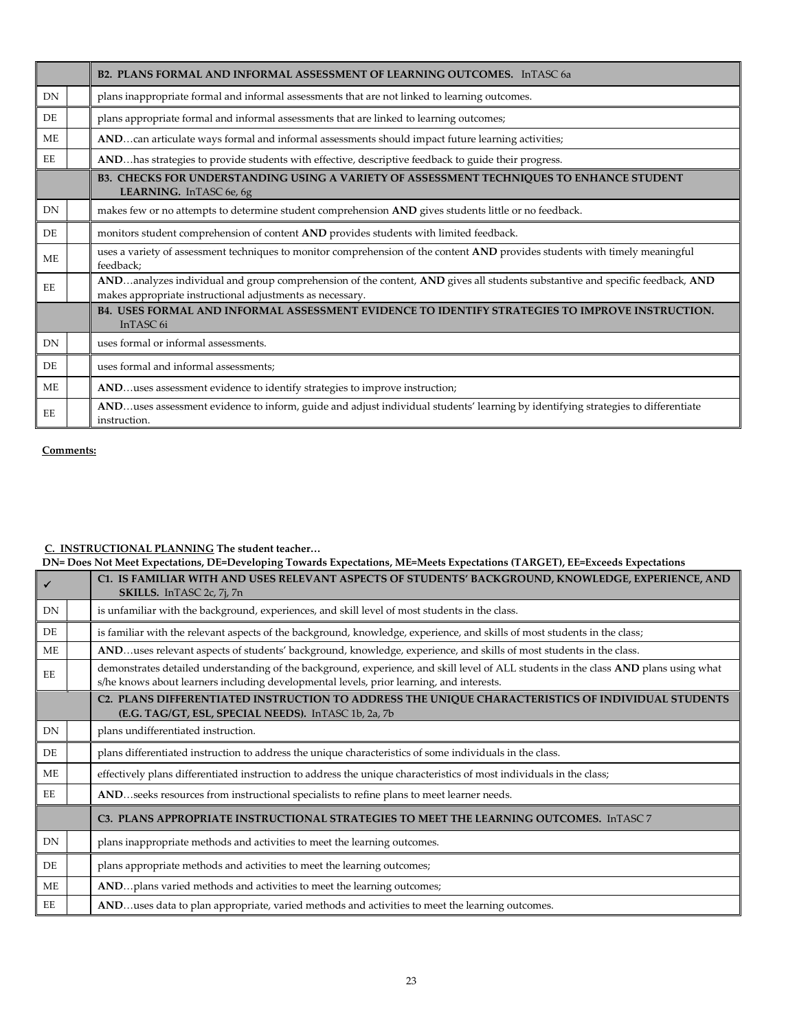| | | B2. PLANS FORMAL AND INFORMAL ASSESSMENT OF LEARNING OUTCOMES. InTASC 6a |
|---|---|---|
| DN | | plans inappropriate formal and informal assessments that are not linked to learning outcomes. |
| DE | | plans appropriate formal and informal assessments that are linked to learning outcomes; |
| ME | | **AND**…can articulate ways formal and informal assessments should impact future learning activities; |
| EE | | **AND**…has strategies to provide students with effective, descriptive feedback to guide their progress. |
| | | **B3. CHECKS FOR UNDERSTANDING USING A VARIETY OF ASSESSMENT TECHNIQUES TO ENHANCE STUDENT LEARNING.** InTASC 6e, 6g |
| DN | | makes few or no attempts to determine student comprehension **AND** gives students little or no feedback. |
| DE | | monitors student comprehension of content **AND** provides students with limited feedback. |
| ME | | uses a variety of assessment techniques to monitor comprehension of the content **AND** provides students with timely meaningful feedback; |
| EE | | **AND**…analyzes individual and group comprehension of the content, **AND** gives all students substantive and specific feedback, **AND** makes appropriate instructional adjustments as necessary. |
| | | **B4. USES FORMAL AND INFORMAL ASSESSMENT EVIDENCE TO IDENTIFY STRATEGIES TO IMPROVE INSTRUCTION.** InTASC 6i |
| DN | | uses formal or informal assessments. |
| DE | | uses formal and informal assessments; |
| ME | | **AND**…uses assessment evidence to identify strategies to improve instruction; |
| EE | | **AND**…uses assessment evidence to inform, guide and adjust individual students' learning by identifying strategies to differentiate instruction. |

**Comments:**

**C. INSTRUCTIONAL PLANNING The student teacher…**

**DN= Does Not Meet Expectations, DE=Developing Towards Expectations, ME=Meets Expectations (TARGET), EE=Exceeds Expectations**

| ✓ | | C1. IS FAMILIAR WITH AND USES RELEVANT ASPECTS OF STUDENTS' BACKGROUND, KNOWLEDGE, EXPERIENCE, AND SKILLS. InTASC 2c, 7j, 7n |
|---|---|---|
| DN | | is unfamiliar with the background, experiences, and skill level of most students in the class. |
| DE | | is familiar with the relevant aspects of the background, knowledge, experience, and skills of most students in the class; |
| ME | | **AND**…uses relevant aspects of students' background, knowledge, experience, and skills of most students in the class. |
| EE | | demonstrates detailed understanding of the background, experience, and skill level of ALL students in the class **AND** plans using what s/he knows about learners including developmental levels, prior learning, and interests. |
| | | **C2. PLANS DIFFERENTIATED INSTRUCTION TO ADDRESS THE UNIQUE CHARACTERISTICS OF INDIVIDUAL STUDENTS (E.G. TAG/GT, ESL, SPECIAL NEEDS).** InTASC 1b, 2a, 7b |
| DN | | plans undifferentiated instruction. |
| DE | | plans differentiated instruction to address the unique characteristics of some individuals in the class. |
| ME | | effectively plans differentiated instruction to address the unique characteristics of most individuals in the class; |
| EE | | **AND**…seeks resources from instructional specialists to refine plans to meet learner needs. |
| | | **C3. PLANS APPROPRIATE INSTRUCTIONAL STRATEGIES TO MEET THE LEARNING OUTCOMES.** InTASC 7 |
| DN | | plans inappropriate methods and activities to meet the learning outcomes. |
| DE | | plans appropriate methods and activities to meet the learning outcomes; |
| ME | | **AND**…plans varied methods and activities to meet the learning outcomes; |
| EE | | **AND**…uses data to plan appropriate, varied methods and activities to meet the learning outcomes. |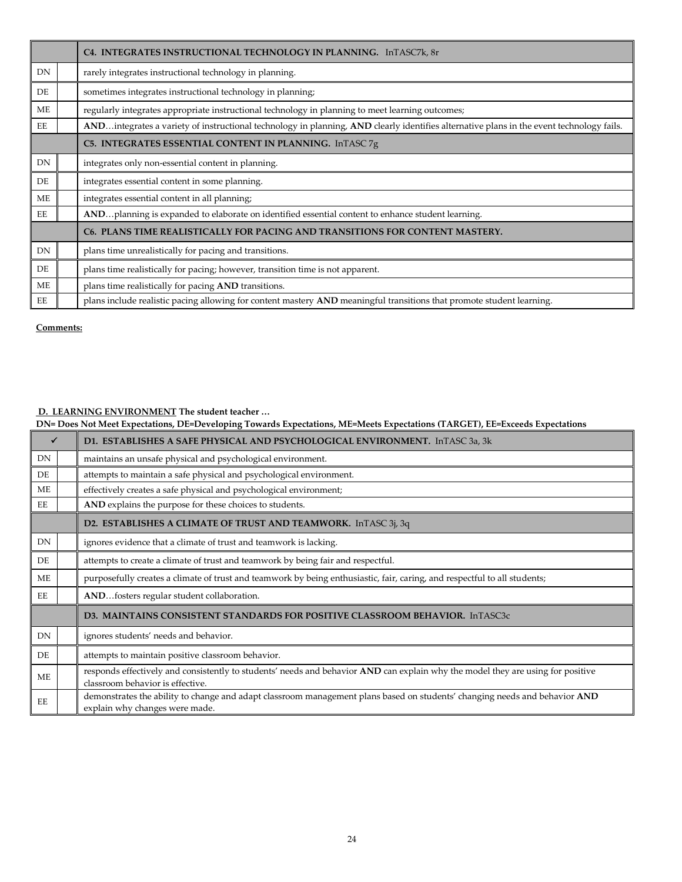| | | C4. INTEGRATES INSTRUCTIONAL TECHNOLOGY IN PLANNING. InTASC7k, 8r |
|---|---|---|
| DN | | rarely integrates instructional technology in planning. |
| DE | | sometimes integrates instructional technology in planning; |
| ME | | regularly integrates appropriate instructional technology in planning to meet learning outcomes; |
| EE | | **AND**…integrates a variety of instructional technology in planning, **AND** clearly identifies alternative plans in the event technology fails. |
| | | **C5. INTEGRATES ESSENTIAL CONTENT IN PLANNING.** InTASC 7g |
| DN | | integrates only non-essential content in planning. |
| DE | | integrates essential content in some planning. |
| ME | | integrates essential content in all planning; |
| EE | | **AND**…planning is expanded to elaborate on identified essential content to enhance student learning. |
| | | **C6. PLANS TIME REALISTICALLY FOR PACING AND TRANSITIONS FOR CONTENT MASTERY.** |
| DN | | plans time unrealistically for pacing and transitions. |
| DE | | plans time realistically for pacing; however, transition time is not apparent. |
| ME | | plans time realistically for pacing **AND** transitions. |
| EE | | plans include realistic pacing allowing for content mastery **AND** meaningful transitions that promote student learning. |

**Comments:**

**D. LEARNING ENVIRONMENT** **The student teacher …**

**DN= Does Not Meet Expectations, DE=Developing Towards Expectations, ME=Meets Expectations (TARGET), EE=Exceeds Expectations**

| ✓ | | D1. ESTABLISHES A SAFE PHYSICAL AND PSYCHOLOGICAL ENVIRONMENT. InTASC 3a, 3k |
|---|---|---|
| DN | | maintains an unsafe physical and psychological environment. |
| DE | | attempts to maintain a safe physical and psychological environment. |
| ME | | effectively creates a safe physical and psychological environment; |
| EE | | **AND** explains the purpose for these choices to students. |
| | | **D2. ESTABLISHES A CLIMATE OF TRUST AND TEAMWORK.** InTASC 3j, 3q |
| DN | | ignores evidence that a climate of trust and teamwork is lacking. |
| DE | | attempts to create a climate of trust and teamwork by being fair and respectful. |
| ME | | purposefully creates a climate of trust and teamwork by being enthusiastic, fair, caring, and respectful to all students; |
| EE | | **AND**…fosters regular student collaboration. |
| | | **D3. MAINTAINS CONSISTENT STANDARDS FOR POSITIVE CLASSROOM BEHAVIOR.** InTASC3c |
| DN | | ignores students' needs and behavior. |
| DE | | attempts to maintain positive classroom behavior. |
| ME | | responds effectively and consistently to students' needs and behavior **AND** can explain why the model they are using for positive classroom behavior is effective. |
| EE | | demonstrates the ability to change and adapt classroom management plans based on students' changing needs and behavior **AND** explain why changes were made. |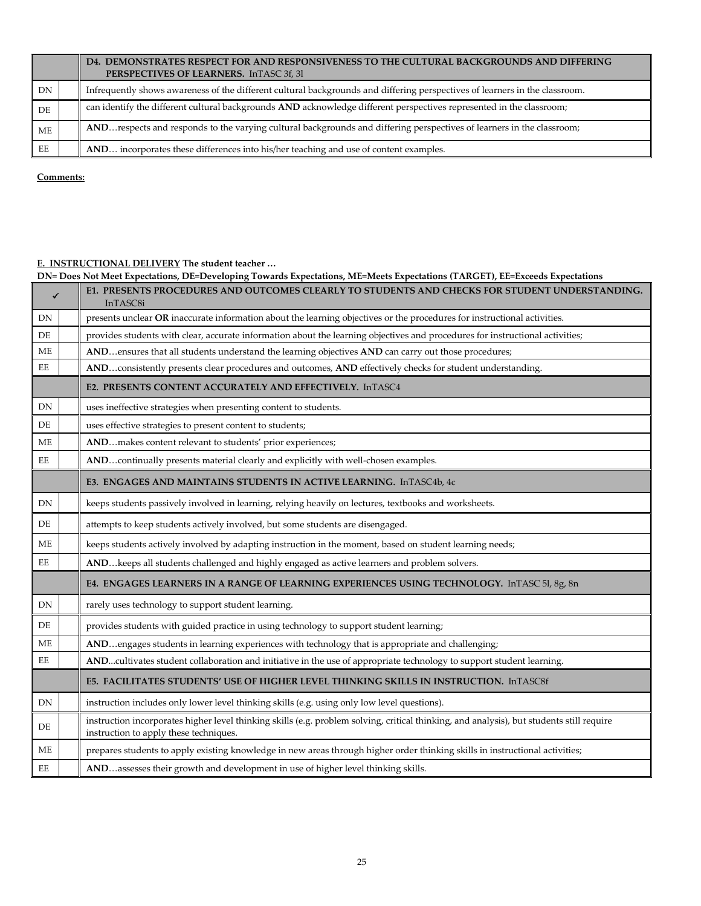| | | D4. DEMONSTRATES RESPECT FOR AND RESPONSIVENESS TO THE CULTURAL BACKGROUNDS AND DIFFERING PERSPECTIVES OF LEARNERS. InTASC 3f, 3l |
|---|---|---|
| DN | | Infrequently shows awareness of the different cultural backgrounds and differing perspectives of learners in the classroom. |
| DE | | can identify the different cultural backgrounds **AND** acknowledge different perspectives represented in the classroom; |
| ME | | **AND**…respects and responds to the varying cultural backgrounds and differing perspectives of learners in the classroom; |
| EE | | **AND**… incorporates these differences into his/her teaching and use of content examples. |

**Comments:**

**E. INSTRUCTIONAL DELIVERY The student teacher …**

**DN= Does Not Meet Expectations, DE=Developing Towards Expectations, ME=Meets Expectations (TARGET), EE=Exceeds Expectations**

| ✓ | | E1. PRESENTS PROCEDURES AND OUTCOMES CLEARLY TO STUDENTS AND CHECKS FOR STUDENT UNDERSTANDING. InTASC8i |
|---|---|---|
| DN | | presents unclear **OR** inaccurate information about the learning objectives or the procedures for instructional activities. |
| DE | | provides students with clear, accurate information about the learning objectives and procedures for instructional activities; |
| ME | | **AND**…ensures that all students understand the learning objectives **AND** can carry out those procedures; |
| EE | | **AND**…consistently presents clear procedures and outcomes, **AND** effectively checks for student understanding. |
| | | **E2. PRESENTS CONTENT ACCURATELY AND EFFECTIVELY.** InTASC4 |
| DN | | uses ineffective strategies when presenting content to students. |
| DE | | uses effective strategies to present content to students; |
| ME | | **AND**…makes content relevant to students' prior experiences; |
| EE | | **AND**…continually presents material clearly and explicitly with well-chosen examples. |
| | | **E3. ENGAGES AND MAINTAINS STUDENTS IN ACTIVE LEARNING.** InTASC4b, 4c |
| DN | | keeps students passively involved in learning, relying heavily on lectures, textbooks and worksheets. |
| DE | | attempts to keep students actively involved, but some students are disengaged. |
| ME | | keeps students actively involved by adapting instruction in the moment, based on student learning needs; |
| EE | | **AND**…keeps all students challenged and highly engaged as active learners and problem solvers. |
| | | **E4. ENGAGES LEARNERS IN A RANGE OF LEARNING EXPERIENCES USING TECHNOLOGY.** InTASC 5l, 8g, 8n |
| DN | | rarely uses technology to support student learning. |
| DE | | provides students with guided practice in using technology to support student learning; |
| ME | | **AND**…engages students in learning experiences with technology that is appropriate and challenging; |
| EE | | **AND**...cultivates student collaboration and initiative in the use of appropriate technology to support student learning. |
| | | **E5. FACILITATES STUDENTS' USE OF HIGHER LEVEL THINKING SKILLS IN INSTRUCTION.** InTASC8f |
| DN | | instruction includes only lower level thinking skills (e.g. using only low level questions). |
| DE | | instruction incorporates higher level thinking skills (e.g. problem solving, critical thinking, and analysis), but students still require instruction to apply these techniques. |
| ME | | prepares students to apply existing knowledge in new areas through higher order thinking skills in instructional activities; |
| EE | | **AND**…assesses their growth and development in use of higher level thinking skills. |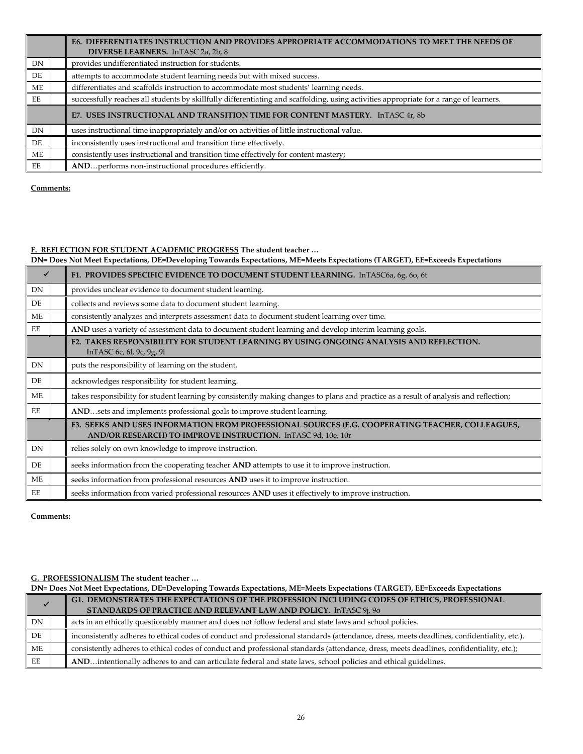| | | E6. DIFFERENTIATES INSTRUCTION AND PROVIDES APPROPRIATE ACCOMMODATIONS TO MEET THE NEEDS OF DIVERSE LEARNERS. InTASC 2a, 2b, 8 |
|---|---|---|
| DN | | provides undifferentiated instruction for students. |
| DE | | attempts to accommodate student learning needs but with mixed success. |
| ME | | differentiates and scaffolds instruction to accommodate most students' learning needs. |
| EE | | successfully reaches all students by skillfully differentiating and scaffolding, using activities appropriate for a range of learners. |
| | | **E7. USES INSTRUCTIONAL AND TRANSITION TIME FOR CONTENT MASTERY.** InTASC 4r, 8b |
| DN | | uses instructional time inappropriately and/or on activities of little instructional value. |
| DE | | inconsistently uses instructional and transition time effectively. |
| ME | | consistently uses instructional and transition time effectively for content mastery; |
| EE | | **AND**…performs non-instructional procedures efficiently. |

**Comments:**

**F. REFLECTION FOR STUDENT ACADEMIC PROGRESS The student teacher …**

**DN= Does Not Meet Expectations, DE=Developing Towards Expectations, ME=Meets Expectations (TARGET), EE=Exceeds Expectations**

| ✓ | | F1. PROVIDES SPECIFIC EVIDENCE TO DOCUMENT STUDENT LEARNING. InTASC6a, 6g, 6o, 6t |
|---|---|---|
| DN | | provides unclear evidence to document student learning. |
| DE | | collects and reviews some data to document student learning. |
| ME | | consistently analyzes and interprets assessment data to document student learning over time. |
| EE | | **AND** uses a variety of assessment data to document student learning and develop interim learning goals. |
| | | **F2. TAKES RESPONSIBILITY FOR STUDENT LEARNING BY USING ONGOING ANALYSIS AND REFLECTION.** InTASC 6c, 6l, 9c, 9g, 9l |
| DN | | puts the responsibility of learning on the student. |
| DE | | acknowledges responsibility for student learning. |
| ME | | takes responsibility for student learning by consistently making changes to plans and practice as a result of analysis and reflection; |
| EE | | **AND**…sets and implements professional goals to improve student learning. |
| | | **F3. SEEKS AND USES INFORMATION FROM PROFESSIONAL SOURCES (E.G. COOPERATING TEACHER, COLLEAGUES, AND/OR RESEARCH) TO IMPROVE INSTRUCTION.** InTASC 9d, 10e, 10r |
| DN | | relies solely on own knowledge to improve instruction. |
| DE | | seeks information from the cooperating teacher **AND** attempts to use it to improve instruction. |
| ME | | seeks information from professional resources **AND** uses it to improve instruction. |
| EE | | seeks information from varied professional resources **AND** uses it effectively to improve instruction. |

**Comments:**

**G. PROFESSIONALISM The student teacher …**

**DN= Does Not Meet Expectations, DE=Developing Towards Expectations, ME=Meets Expectations (TARGET), EE=Exceeds Expectations**

| ✓ | | G1. DEMONSTRATES THE EXPECTATIONS OF THE PROFESSION INCLUDING CODES OF ETHICS, PROFESSIONAL STANDARDS OF PRACTICE AND RELEVANT LAW AND POLICY. InTASC 9j, 9o |
|---|---|---|
| DN | | acts in an ethically questionably manner and does not follow federal and state laws and school policies. |
| DE | | inconsistently adheres to ethical codes of conduct and professional standards (attendance, dress, meets deadlines, confidentiality, etc.). |
| ME | | consistently adheres to ethical codes of conduct and professional standards (attendance, dress, meets deadlines, confidentiality, etc.); |
| EE | | **AND**…intentionally adheres to and can articulate federal and state laws, school policies and ethical guidelines. |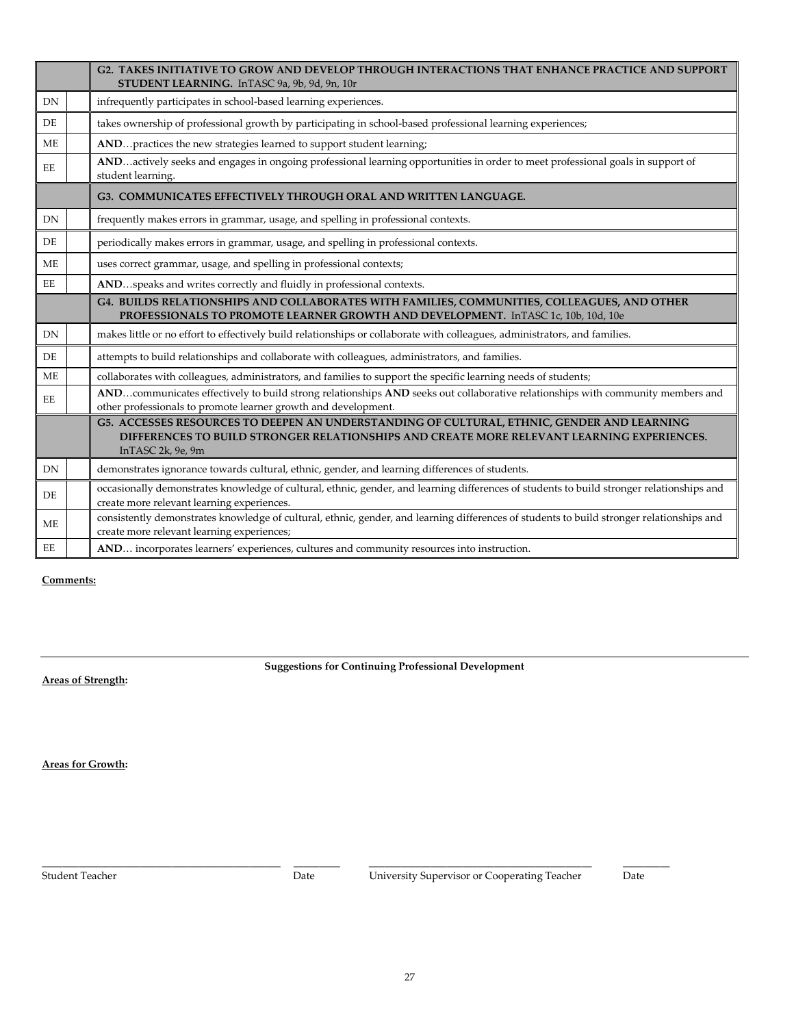| | | G2. TAKES INITIATIVE TO GROW AND DEVELOP THROUGH INTERACTIONS THAT ENHANCE PRACTICE AND SUPPORT STUDENT LEARNING. InTASC 9a, 9b, 9d, 9n, 10r |
|---|---|---|
| DN | | infrequently participates in school-based learning experiences. |
| DE | | takes ownership of professional growth by participating in school-based professional learning experiences; |
| ME | | **AND**…practices the new strategies learned to support student learning; |
| EE | | **AND**…actively seeks and engages in ongoing professional learning opportunities in order to meet professional goals in support of student learning. |
| | | **G3. COMMUNICATES EFFECTIVELY THROUGH ORAL AND WRITTEN LANGUAGE.** |
| DN | | frequently makes errors in grammar, usage, and spelling in professional contexts. |
| DE | | periodically makes errors in grammar, usage, and spelling in professional contexts. |
| ME | | uses correct grammar, usage, and spelling in professional contexts; |
| EE | | **AND**…speaks and writes correctly and fluidly in professional contexts. |
| | | **G4. BUILDS RELATIONSHIPS AND COLLABORATES WITH FAMILIES, COMMUNITIES, COLLEAGUES, AND OTHER PROFESSIONALS TO PROMOTE LEARNER GROWTH AND DEVELOPMENT.** InTASC 1c, 10b, 10d, 10e |
| DN | | makes little or no effort to effectively build relationships or collaborate with colleagues, administrators, and families. |
| DE | | attempts to build relationships and collaborate with colleagues, administrators, and families. |
| ME | | collaborates with colleagues, administrators, and families to support the specific learning needs of students; |
| EE | | **AND**…communicates effectively to build strong relationships **AND** seeks out collaborative relationships with community members and other professionals to promote learner growth and development. |
| | | **G5. ACCESSES RESOURCES TO DEEPEN AN UNDERSTANDING OF CULTURAL, ETHNIC, GENDER AND LEARNING DIFFERENCES TO BUILD STRONGER RELATIONSHIPS AND CREATE MORE RELEVANT LEARNING EXPERIENCES.** InTASC 2k, 9e, 9m |
| DN | | demonstrates ignorance towards cultural, ethnic, gender, and learning differences of students. |
| DE | | occasionally demonstrates knowledge of cultural, ethnic, gender, and learning differences of students to build stronger relationships and create more relevant learning experiences. |
| ME | | consistently demonstrates knowledge of cultural, ethnic, gender, and learning differences of students to build stronger relationships and create more relevant learning experiences; |
| EE | | **AND**… incorporates learners' experiences, cultures and community resources into instruction. |

**Comments:**

---

**Suggestions for Continuing Professional Development**

**Areas of Strength:**

**Areas for Growth:**

\_\_\_\_\_\_\_\_\_\_\_\_\_\_\_\_\_\_\_\_\_\_\_\_\_\_\_\_\_\_\_\_\_\_ \_\_\_\_\_\_\_\_ \_\_\_\_\_\_\_\_\_\_\_\_\_\_\_\_\_\_\_\_\_\_\_\_\_\_\_\_\_\_\_\_\_\_ \_\_\_\_\_\_\_\_

Student Teacher Date University Supervisor or Cooperating Teacher Date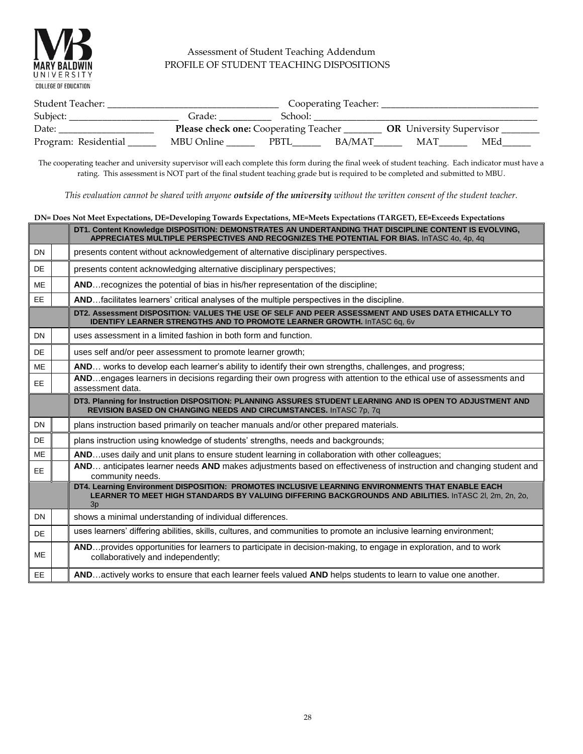Assessment of Student Teaching Addendum
PROFILE OF STUDENT TEACHING DISPOSITIONS

Student Teacher: ___________________________________ Cooperating Teacher: _________________________________

Subject: ______________________ Grade: ___________ School: _______________________________________________

Date: ___________________ **Please check one:** Cooperating Teacher ________ **OR** University Supervisor ________

Program: Residential ______ MBU Online ______ PBTL______ BA/MAT______ MAT______ MEd______

The cooperating teacher and university supervisor will each complete this form during the final week of student teaching. Each indicator must have a rating. This assessment is NOT part of the final student teaching grade but is required to be completed and submitted to MBU.

*This evaluation cannot be shared with anyone* ***outside of the university*** *without the written consent of the student teacher.*

**DN= Does Not Meet Expectations, DE=Developing Towards Expectations, ME=Meets Expectations (TARGET), EE=Exceeds Expectations**

| | | |
|---|---|---|
| | | **DT1. Content Knowledge DISPOSITION: DEMONSTRATES AN UNDERTANDING THAT DISCIPLINE CONTENT IS EVOLVING, APPRECIATES MULTIPLE PERSPECTIVES AND RECOGNIZES THE POTENTIAL FOR BIAS.** InTASC 4o, 4p, 4q |
| DN | | presents content without acknowledgement of alternative disciplinary perspectives. |
| DE | | presents content acknowledging alternative disciplinary perspectives; |
| ME | | **AND**…recognizes the potential of bias in his/her representation of the discipline; |
| EE | | **AND**…facilitates learners' critical analyses of the multiple perspectives in the discipline. |
| | | **DT2. Assessment DISPOSITION: VALUES THE USE OF SELF AND PEER ASSESSMENT AND USES DATA ETHICALLY TO IDENTIFY LEARNER STRENGTHS AND TO PROMOTE LEARNER GROWTH.** InTASC 6q, 6v |
| DN | | uses assessment in a limited fashion in both form and function. |
| DE | | uses self and/or peer assessment to promote learner growth; |
| ME | | **AND**… works to develop each learner's ability to identify their own strengths, challenges, and progress; |
| EE | | **AND**…engages learners in decisions regarding their own progress with attention to the ethical use of assessments and assessment data. |
| | | **DT3. Planning for Instruction DISPOSITION: PLANNING ASSURES STUDENT LEARNING AND IS OPEN TO ADJUSTMENT AND REVISION BASED ON CHANGING NEEDS AND CIRCUMSTANCES.** InTASC 7p, 7q |
| DN | | plans instruction based primarily on teacher manuals and/or other prepared materials. |
| DE | | plans instruction using knowledge of students' strengths, needs and backgrounds; |
| ME | | **AND**…uses daily and unit plans to ensure student learning in collaboration with other colleagues; |
| EE | | **AND**… anticipates learner needs **AND** makes adjustments based on effectiveness of instruction and changing student and community needs. |
| | | **DT4. Learning Environment DISPOSITION: PROMOTES INCLUSIVE LEARNING ENVIRONMENTS THAT ENABLE EACH LEARNER TO MEET HIGH STANDARDS BY VALUING DIFFERING BACKGROUNDS AND ABILITIES.** InTASC 2l, 2m, 2n, 2o, 3p |
| DN | | shows a minimal understanding of individual differences. |
| DE | | uses learners' differing abilities, skills, cultures, and communities to promote an inclusive learning environment; |
| ME | | **AND**…provides opportunities for learners to participate in decision-making, to engage in exploration, and to work collaboratively and independently; |
| EE | | **AND**…actively works to ensure that each learner feels valued **AND** helps students to learn to value one another. |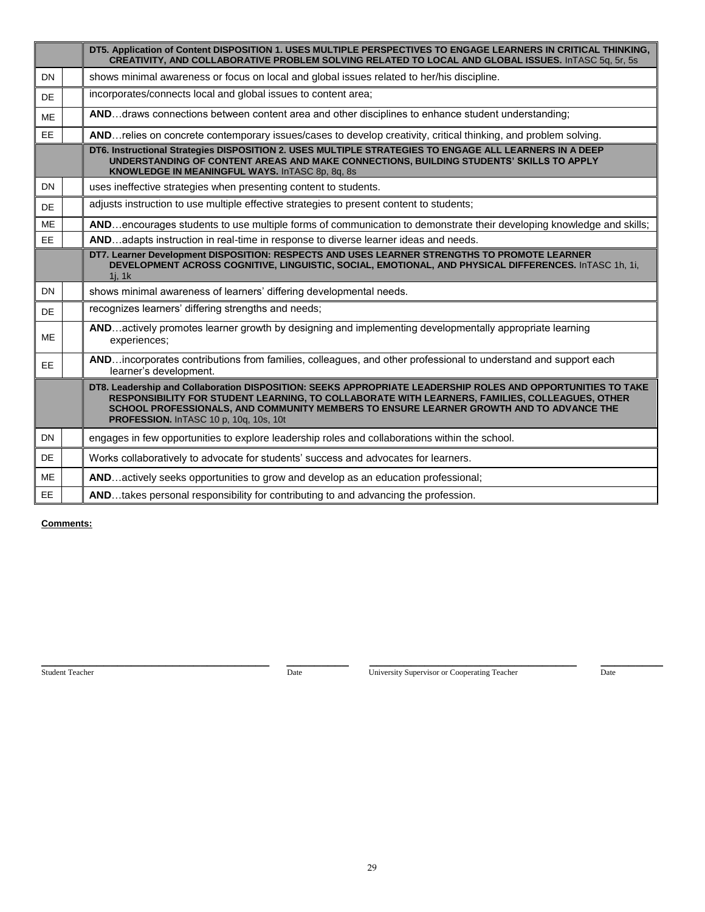| | | |
|---|---|---|
| | | **DT5. Application of Content DISPOSITION 1. USES MULTIPLE PERSPECTIVES TO ENGAGE LEARNERS IN CRITICAL THINKING, CREATIVITY, AND COLLABORATIVE PROBLEM SOLVING RELATED TO LOCAL AND GLOBAL ISSUES.** InTASC 5q, 5r, 5s |
| DN | | shows minimal awareness or focus on local and global issues related to her/his discipline. |
| DE | | incorporates/connects local and global issues to content area; |
| ME | | **AND**…draws connections between content area and other disciplines to enhance student understanding; |
| EE | | **AND**…relies on concrete contemporary issues/cases to develop creativity, critical thinking, and problem solving. |
| | | **DT6. Instructional Strategies DISPOSITION 2. USES MULTIPLE STRATEGIES TO ENGAGE ALL LEARNERS IN A DEEP UNDERSTANDING OF CONTENT AREAS AND MAKE CONNECTIONS, BUILDING STUDENTS' SKILLS TO APPLY KNOWLEDGE IN MEANINGFUL WAYS.** InTASC 8p, 8q, 8s |
| DN | | uses ineffective strategies when presenting content to students. |
| DE | | adjusts instruction to use multiple effective strategies to present content to students; |
| ME | | **AND**…encourages students to use multiple forms of communication to demonstrate their developing knowledge and skills; |
| EE | | **AND**…adapts instruction in real-time in response to diverse learner ideas and needs. |
| | | **DT7. Learner Development DISPOSITION: RESPECTS AND USES LEARNER STRENGTHS TO PROMOTE LEARNER DEVELOPMENT ACROSS COGNITIVE, LINGUISTIC, SOCIAL, EMOTIONAL, AND PHYSICAL DIFFERENCES.** InTASC 1h, 1i, 1j, 1k |
| DN | | shows minimal awareness of learners' differing developmental needs. |
| DE | | recognizes learners' differing strengths and needs; |
| ME | | **AND**…actively promotes learner growth by designing and implementing developmentally appropriate learning experiences; |
| EE | | **AND**…incorporates contributions from families, colleagues, and other professional to understand and support each learner's development. |
| | | **DT8. Leadership and Collaboration DISPOSITION: SEEKS APPROPRIATE LEADERSHIP ROLES AND OPPORTUNITIES TO TAKE RESPONSIBILITY FOR STUDENT LEARNING, TO COLLABORATE WITH LEARNERS, FAMILIES, COLLEAGUES, OTHER SCHOOL PROFESSIONALS, AND COMMUNITY MEMBERS TO ENSURE LEARNER GROWTH AND TO ADVANCE THE PROFESSION.** InTASC 10 p, 10q, 10s, 10t |
| DN | | engages in few opportunities to explore leadership roles and collaborations within the school. |
| DE | | Works collaboratively to advocate for students' success and advocates for learners. |
| ME | | **AND**…actively seeks opportunities to grow and develop as an education professional; |
| EE | | **AND**…takes personal responsibility for contributing to and advancing the profession. |

**Comments:**

______________________________ Student Teacher &nbsp;&nbsp; __________ Date &nbsp;&nbsp; ______________________________ University Supervisor or Cooperating Teacher &nbsp;&nbsp; __________ Date